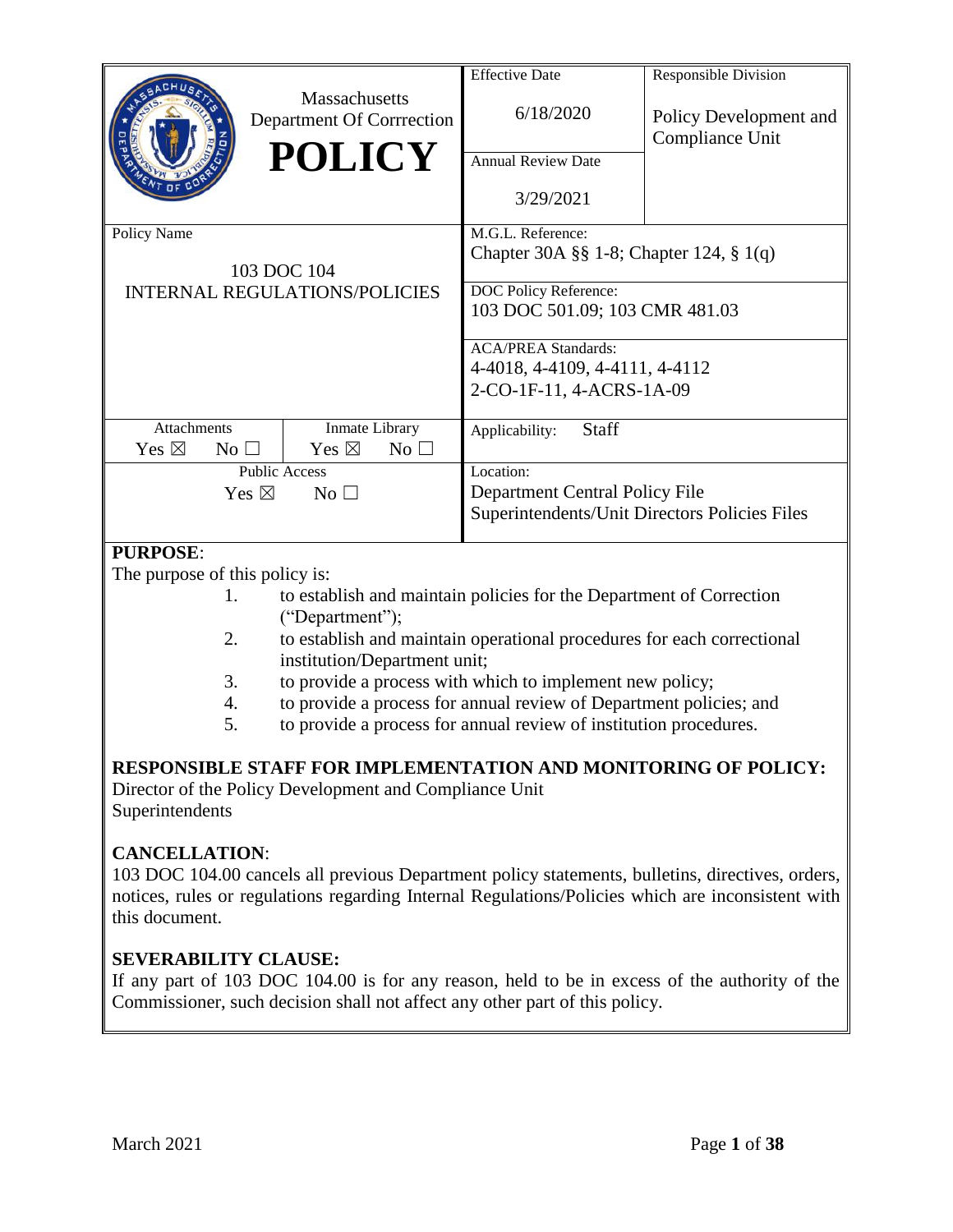| Massachusetts Department Of Corrrection **POLICY** | Effective Date<br>6/18/2020 | Responsible Division<br>Policy Development and Compliance Unit |
|---|---|---|
| | Annual Review Date<br>3/29/2021 | |
| Policy Name<br>103 DOC 104<br>INTERNAL REGULATIONS/POLICIES | M.G.L. Reference:<br>Chapter 30A §§ 1-8; Chapter 124, § 1(q) | |
| | DOC Policy Reference:<br>103 DOC 501.09; 103 CMR 481.03 | |
| | ACA/PREA Standards:<br>4-4018, 4-4109, 4-4111, 4-4112<br>2-CO-1F-11, 4-ACRS-1A-09 | |
| Attachments: Yes ☒ No ☐ / Inmate Library: Yes ☒ No ☐ | Applicability: Staff | |
| Public Access: Yes ☒ No ☐ | Location:<br>Department Central Policy File<br>Superintendents/Unit Directors Policies Files | |

**PURPOSE**:

The purpose of this policy is:

1. to establish and maintain policies for the Department of Correction ("Department");
2. to establish and maintain operational procedures for each correctional institution/Department unit;
3. to provide a process with which to implement new policy;
4. to provide a process for annual review of Department policies; and
5. to provide a process for annual review of institution procedures.

**RESPONSIBLE STAFF FOR IMPLEMENTATION AND MONITORING OF POLICY:**

Director of the Policy Development and Compliance Unit
Superintendents

**CANCELLATION**:

103 DOC 104.00 cancels all previous Department policy statements, bulletins, directives, orders, notices, rules or regulations regarding Internal Regulations/Policies which are inconsistent with this document.

**SEVERABILITY CLAUSE:**

If any part of 103 DOC 104.00 is for any reason, held to be in excess of the authority of the Commissioner, such decision shall not affect any other part of this policy.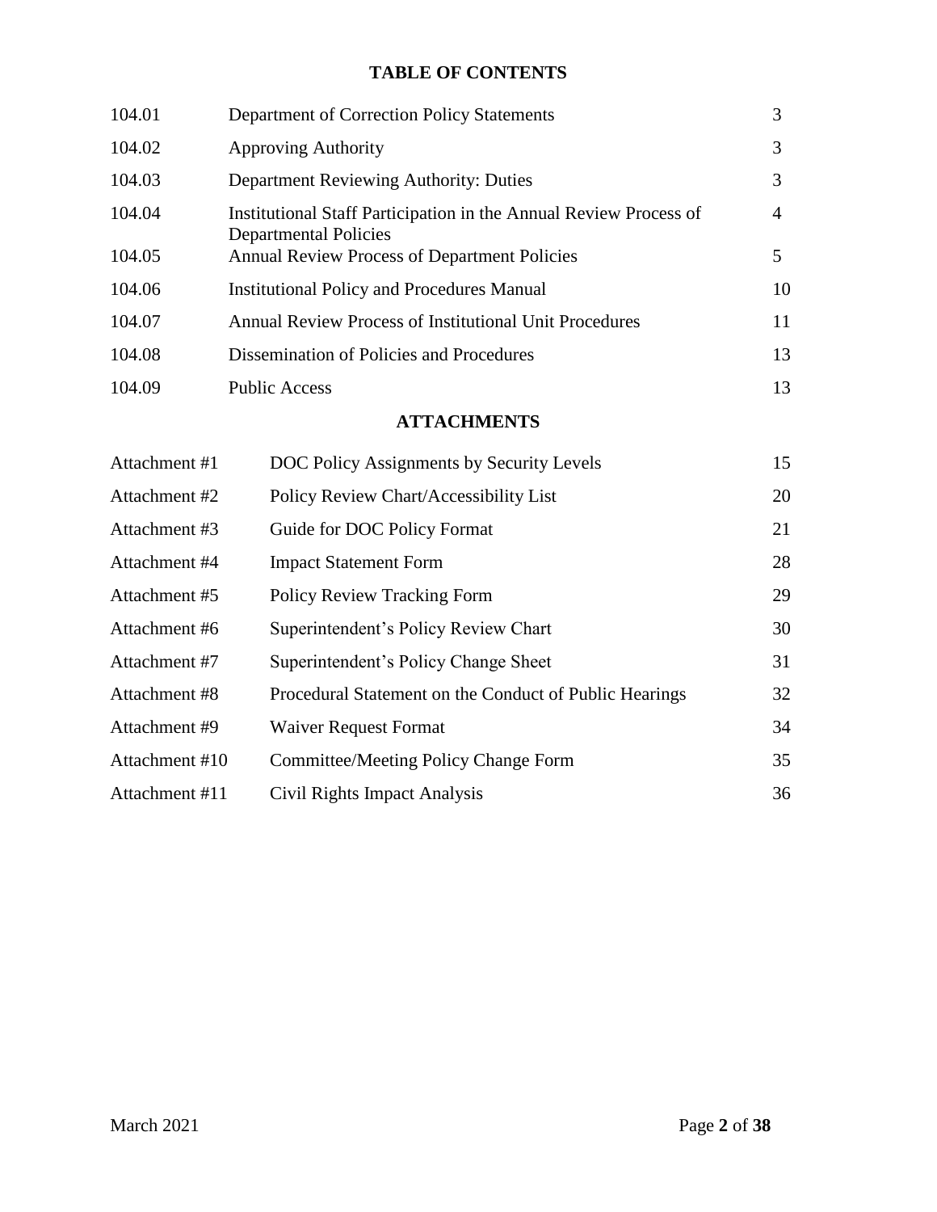## TABLE OF CONTENTS

| | | |
|---|---|---|
| 104.01 | Department of Correction Policy Statements | 3 |
| 104.02 | Approving Authority | 3 |
| 104.03 | Department Reviewing Authority: Duties | 3 |
| 104.04 | Institutional Staff Participation in the Annual Review Process of Departmental Policies | 4 |
| 104.05 | Annual Review Process of Department Policies | 5 |
| 104.06 | Institutional Policy and Procedures Manual | 10 |
| 104.07 | Annual Review Process of Institutional Unit Procedures | 11 |
| 104.08 | Dissemination of Policies and Procedures | 13 |
| 104.09 | Public Access | 13 |

## ATTACHMENTS

| | | |
|---|---|---|
| Attachment #1 | DOC Policy Assignments by Security Levels | 15 |
| Attachment #2 | Policy Review Chart/Accessibility List | 20 |
| Attachment #3 | Guide for DOC Policy Format | 21 |
| Attachment #4 | Impact Statement Form | 28 |
| Attachment #5 | Policy Review Tracking Form | 29 |
| Attachment #6 | Superintendent's Policy Review Chart | 30 |
| Attachment #7 | Superintendent's Policy Change Sheet | 31 |
| Attachment #8 | Procedural Statement on the Conduct of Public Hearings | 32 |
| Attachment #9 | Waiver Request Format | 34 |
| Attachment #10 | Committee/Meeting Policy Change Form | 35 |
| Attachment #11 | Civil Rights Impact Analysis | 36 |

March 2021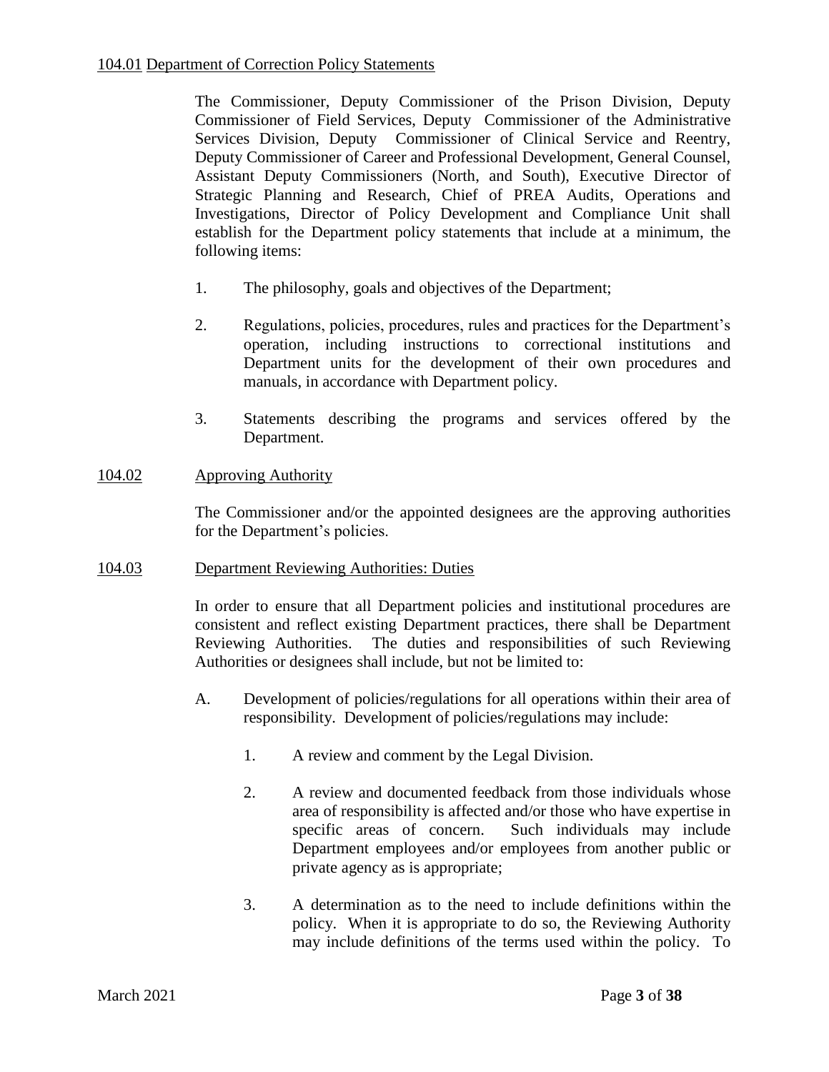104.01 Department of Correction Policy Statements

The Commissioner, Deputy Commissioner of the Prison Division, Deputy Commissioner of Field Services, Deputy Commissioner of the Administrative Services Division, Deputy Commissioner of Clinical Service and Reentry, Deputy Commissioner of Career and Professional Development, General Counsel, Assistant Deputy Commissioners (North, and South), Executive Director of Strategic Planning and Research, Chief of PREA Audits, Operations and Investigations, Director of Policy Development and Compliance Unit shall establish for the Department policy statements that include at a minimum, the following items:

1. The philosophy, goals and objectives of the Department;

2. Regulations, policies, procedures, rules and practices for the Department's operation, including instructions to correctional institutions and Department units for the development of their own procedures and manuals, in accordance with Department policy.

3. Statements describing the programs and services offered by the Department.

104.02 Approving Authority

The Commissioner and/or the appointed designees are the approving authorities for the Department's policies.

104.03 Department Reviewing Authorities: Duties

In order to ensure that all Department policies and institutional procedures are consistent and reflect existing Department practices, there shall be Department Reviewing Authorities. The duties and responsibilities of such Reviewing Authorities or designees shall include, but not be limited to:

A. Development of policies/regulations for all operations within their area of responsibility. Development of policies/regulations may include:

   1. A review and comment by the Legal Division.

   2. A review and documented feedback from those individuals whose area of responsibility is affected and/or those who have expertise in specific areas of concern. Such individuals may include Department employees and/or employees from another public or private agency as is appropriate;

   3. A determination as to the need to include definitions within the policy. When it is appropriate to do so, the Reviewing Authority may include definitions of the terms used within the policy. To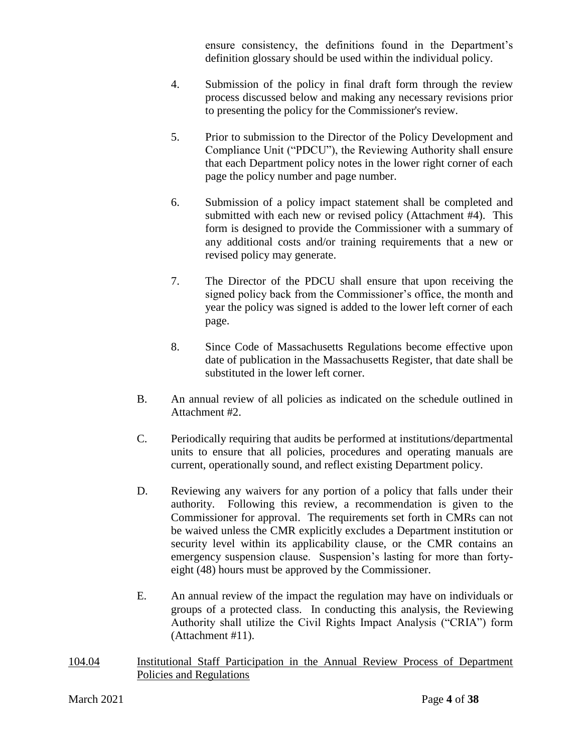ensure consistency, the definitions found in the Department's definition glossary should be used within the individual policy.

4. Submission of the policy in final draft form through the review process discussed below and making any necessary revisions prior to presenting the policy for the Commissioner's review.

5. Prior to submission to the Director of the Policy Development and Compliance Unit ("PDCU"), the Reviewing Authority shall ensure that each Department policy notes in the lower right corner of each page the policy number and page number.

6. Submission of a policy impact statement shall be completed and submitted with each new or revised policy (Attachment #4). This form is designed to provide the Commissioner with a summary of any additional costs and/or training requirements that a new or revised policy may generate.

7. The Director of the PDCU shall ensure that upon receiving the signed policy back from the Commissioner's office, the month and year the policy was signed is added to the lower left corner of each page.

8. Since Code of Massachusetts Regulations become effective upon date of publication in the Massachusetts Register, that date shall be substituted in the lower left corner.

B. An annual review of all policies as indicated on the schedule outlined in Attachment #2.

C. Periodically requiring that audits be performed at institutions/departmental units to ensure that all policies, procedures and operating manuals are current, operationally sound, and reflect existing Department policy.

D. Reviewing any waivers for any portion of a policy that falls under their authority. Following this review, a recommendation is given to the Commissioner for approval. The requirements set forth in CMRs can not be waived unless the CMR explicitly excludes a Department institution or security level within its applicability clause, or the CMR contains an emergency suspension clause. Suspension's lasting for more than forty-eight (48) hours must be approved by the Commissioner.

E. An annual review of the impact the regulation may have on individuals or groups of a protected class. In conducting this analysis, the Reviewing Authority shall utilize the Civil Rights Impact Analysis ("CRIA") form (Attachment #11).

<u>104.04</u> <u>Institutional Staff Participation in the Annual Review Process of Department Policies and Regulations</u>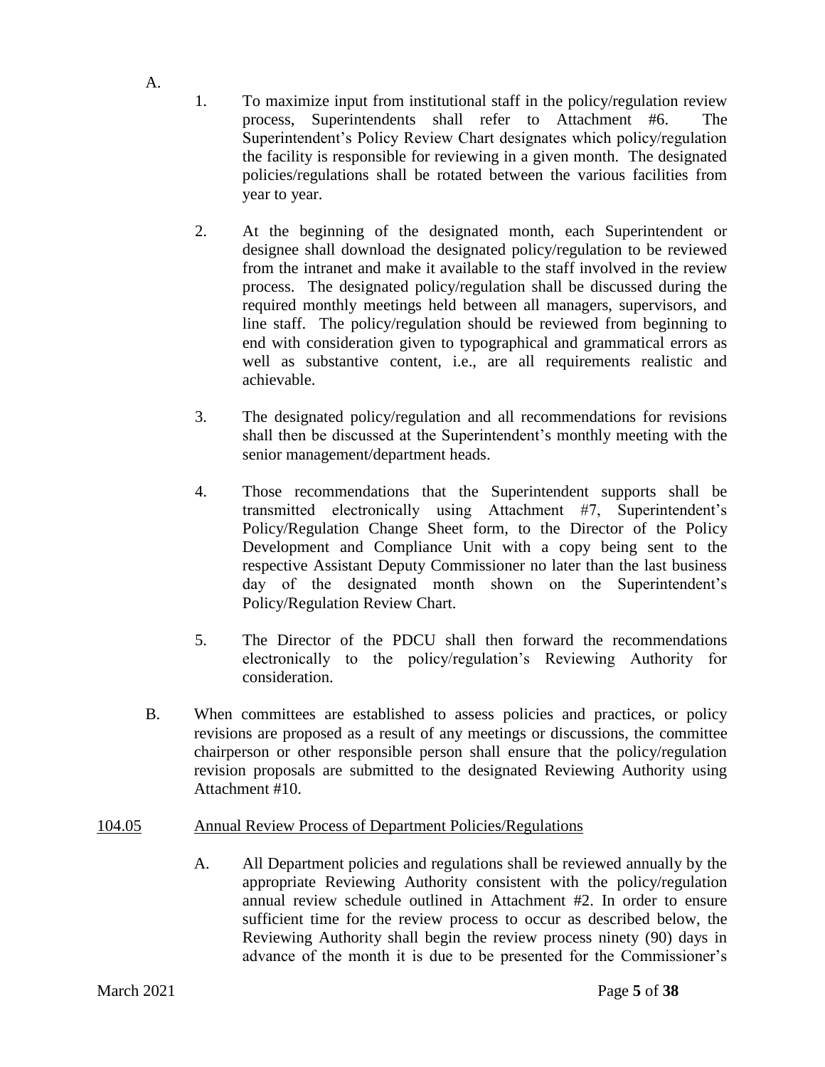A.

1. To maximize input from institutional staff in the policy/regulation review process, Superintendents shall refer to Attachment #6. The Superintendent's Policy Review Chart designates which policy/regulation the facility is responsible for reviewing in a given month. The designated policies/regulations shall be rotated between the various facilities from year to year.

2. At the beginning of the designated month, each Superintendent or designee shall download the designated policy/regulation to be reviewed from the intranet and make it available to the staff involved in the review process. The designated policy/regulation shall be discussed during the required monthly meetings held between all managers, supervisors, and line staff. The policy/regulation should be reviewed from beginning to end with consideration given to typographical and grammatical errors as well as substantive content, i.e., are all requirements realistic and achievable.

3. The designated policy/regulation and all recommendations for revisions shall then be discussed at the Superintendent's monthly meeting with the senior management/department heads.

4. Those recommendations that the Superintendent supports shall be transmitted electronically using Attachment #7, Superintendent's Policy/Regulation Change Sheet form, to the Director of the Policy Development and Compliance Unit with a copy being sent to the respective Assistant Deputy Commissioner no later than the last business day of the designated month shown on the Superintendent's Policy/Regulation Review Chart.

5. The Director of the PDCU shall then forward the recommendations electronically to the policy/regulation's Reviewing Authority for consideration.

B. When committees are established to assess policies and practices, or policy revisions are proposed as a result of any meetings or discussions, the committee chairperson or other responsible person shall ensure that the policy/regulation revision proposals are submitted to the designated Reviewing Authority using Attachment #10.

<u>104.05</u> <u>Annual Review Process of Department Policies/Regulations</u>

A. All Department policies and regulations shall be reviewed annually by the appropriate Reviewing Authority consistent with the policy/regulation annual review schedule outlined in Attachment #2. In order to ensure sufficient time for the review process to occur as described below, the Reviewing Authority shall begin the review process ninety (90) days in advance of the month it is due to be presented for the Commissioner's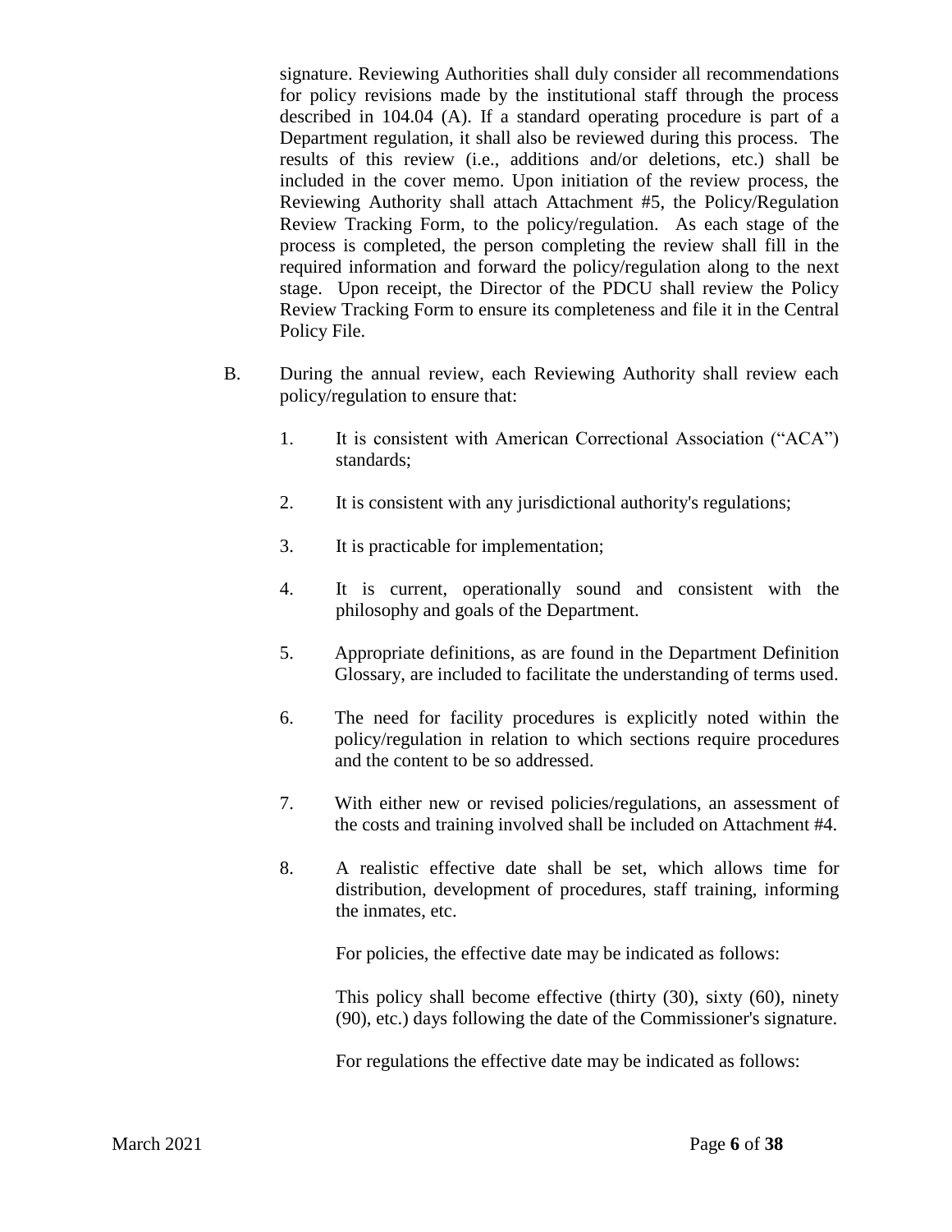signature. Reviewing Authorities shall duly consider all recommendations for policy revisions made by the institutional staff through the process described in 104.04 (A). If a standard operating procedure is part of a Department regulation, it shall also be reviewed during this process. The results of this review (i.e., additions and/or deletions, etc.) shall be included in the cover memo. Upon initiation of the review process, the Reviewing Authority shall attach Attachment #5, the Policy/Regulation Review Tracking Form, to the policy/regulation. As each stage of the process is completed, the person completing the review shall fill in the required information and forward the policy/regulation along to the next stage. Upon receipt, the Director of the PDCU shall review the Policy Review Tracking Form to ensure its completeness and file it in the Central Policy File.

B. During the annual review, each Reviewing Authority shall review each policy/regulation to ensure that:

1. It is consistent with American Correctional Association ("ACA") standards;

2. It is consistent with any jurisdictional authority's regulations;

3. It is practicable for implementation;

4. It is current, operationally sound and consistent with the philosophy and goals of the Department.

5. Appropriate definitions, as are found in the Department Definition Glossary, are included to facilitate the understanding of terms used.

6. The need for facility procedures is explicitly noted within the policy/regulation in relation to which sections require procedures and the content to be so addressed.

7. With either new or revised policies/regulations, an assessment of the costs and training involved shall be included on Attachment #4.

8. A realistic effective date shall be set, which allows time for distribution, development of procedures, staff training, informing the inmates, etc.

   For policies, the effective date may be indicated as follows:

   This policy shall become effective (thirty (30), sixty (60), ninety (90), etc.) days following the date of the Commissioner's signature.

   For regulations the effective date may be indicated as follows: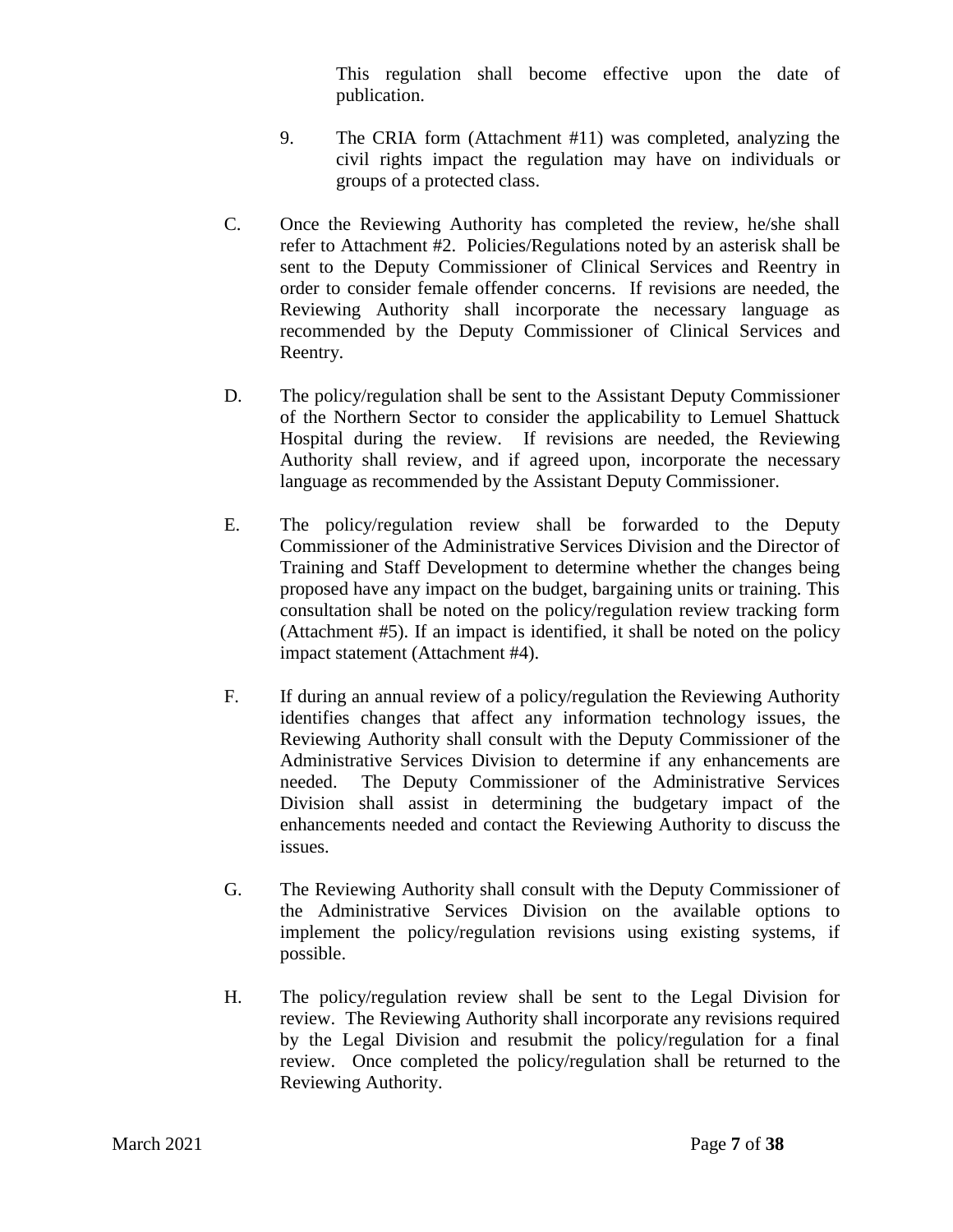This regulation shall become effective upon the date of publication.

9. The CRIA form (Attachment #11) was completed, analyzing the civil rights impact the regulation may have on individuals or groups of a protected class.

C. Once the Reviewing Authority has completed the review, he/she shall refer to Attachment #2. Policies/Regulations noted by an asterisk shall be sent to the Deputy Commissioner of Clinical Services and Reentry in order to consider female offender concerns. If revisions are needed, the Reviewing Authority shall incorporate the necessary language as recommended by the Deputy Commissioner of Clinical Services and Reentry.

D. The policy/regulation shall be sent to the Assistant Deputy Commissioner of the Northern Sector to consider the applicability to Lemuel Shattuck Hospital during the review. If revisions are needed, the Reviewing Authority shall review, and if agreed upon, incorporate the necessary language as recommended by the Assistant Deputy Commissioner.

E. The policy/regulation review shall be forwarded to the Deputy Commissioner of the Administrative Services Division and the Director of Training and Staff Development to determine whether the changes being proposed have any impact on the budget, bargaining units or training. This consultation shall be noted on the policy/regulation review tracking form (Attachment #5). If an impact is identified, it shall be noted on the policy impact statement (Attachment #4).

F. If during an annual review of a policy/regulation the Reviewing Authority identifies changes that affect any information technology issues, the Reviewing Authority shall consult with the Deputy Commissioner of the Administrative Services Division to determine if any enhancements are needed. The Deputy Commissioner of the Administrative Services Division shall assist in determining the budgetary impact of the enhancements needed and contact the Reviewing Authority to discuss the issues.

G. The Reviewing Authority shall consult with the Deputy Commissioner of the Administrative Services Division on the available options to implement the policy/regulation revisions using existing systems, if possible.

H. The policy/regulation review shall be sent to the Legal Division for review. The Reviewing Authority shall incorporate any revisions required by the Legal Division and resubmit the policy/regulation for a final review. Once completed the policy/regulation shall be returned to the Reviewing Authority.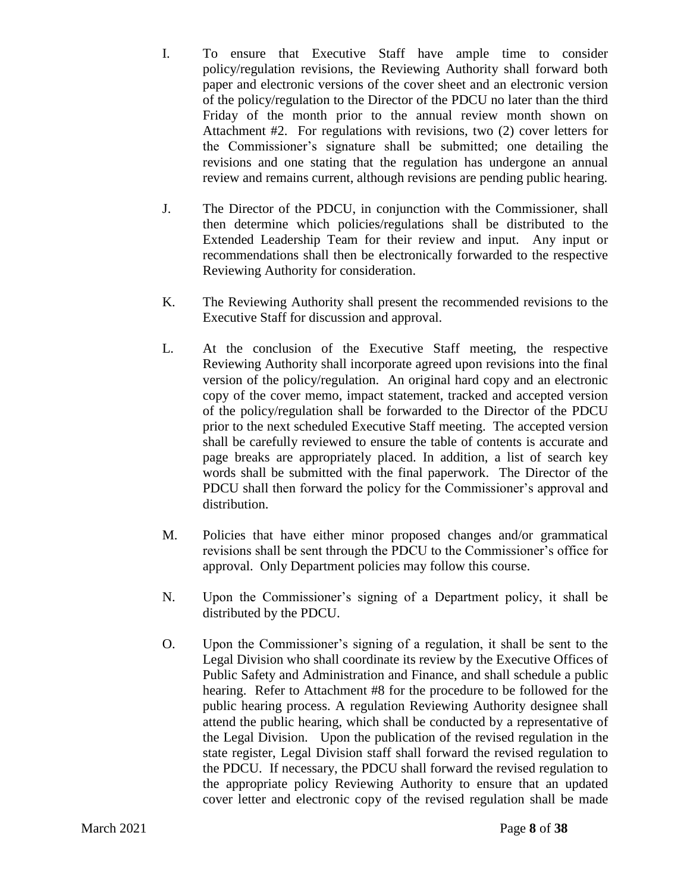I. To ensure that Executive Staff have ample time to consider policy/regulation revisions, the Reviewing Authority shall forward both paper and electronic versions of the cover sheet and an electronic version of the policy/regulation to the Director of the PDCU no later than the third Friday of the month prior to the annual review month shown on Attachment #2. For regulations with revisions, two (2) cover letters for the Commissioner's signature shall be submitted; one detailing the revisions and one stating that the regulation has undergone an annual review and remains current, although revisions are pending public hearing.

J. The Director of the PDCU, in conjunction with the Commissioner, shall then determine which policies/regulations shall be distributed to the Extended Leadership Team for their review and input. Any input or recommendations shall then be electronically forwarded to the respective Reviewing Authority for consideration.

K. The Reviewing Authority shall present the recommended revisions to the Executive Staff for discussion and approval.

L. At the conclusion of the Executive Staff meeting, the respective Reviewing Authority shall incorporate agreed upon revisions into the final version of the policy/regulation. An original hard copy and an electronic copy of the cover memo, impact statement, tracked and accepted version of the policy/regulation shall be forwarded to the Director of the PDCU prior to the next scheduled Executive Staff meeting. The accepted version shall be carefully reviewed to ensure the table of contents is accurate and page breaks are appropriately placed. In addition, a list of search key words shall be submitted with the final paperwork. The Director of the PDCU shall then forward the policy for the Commissioner's approval and distribution.

M. Policies that have either minor proposed changes and/or grammatical revisions shall be sent through the PDCU to the Commissioner's office for approval. Only Department policies may follow this course.

N. Upon the Commissioner's signing of a Department policy, it shall be distributed by the PDCU.

O. Upon the Commissioner's signing of a regulation, it shall be sent to the Legal Division who shall coordinate its review by the Executive Offices of Public Safety and Administration and Finance, and shall schedule a public hearing. Refer to Attachment #8 for the procedure to be followed for the public hearing process. A regulation Reviewing Authority designee shall attend the public hearing, which shall be conducted by a representative of the Legal Division. Upon the publication of the revised regulation in the state register, Legal Division staff shall forward the revised regulation to the PDCU. If necessary, the PDCU shall forward the revised regulation to the appropriate policy Reviewing Authority to ensure that an updated cover letter and electronic copy of the revised regulation shall be made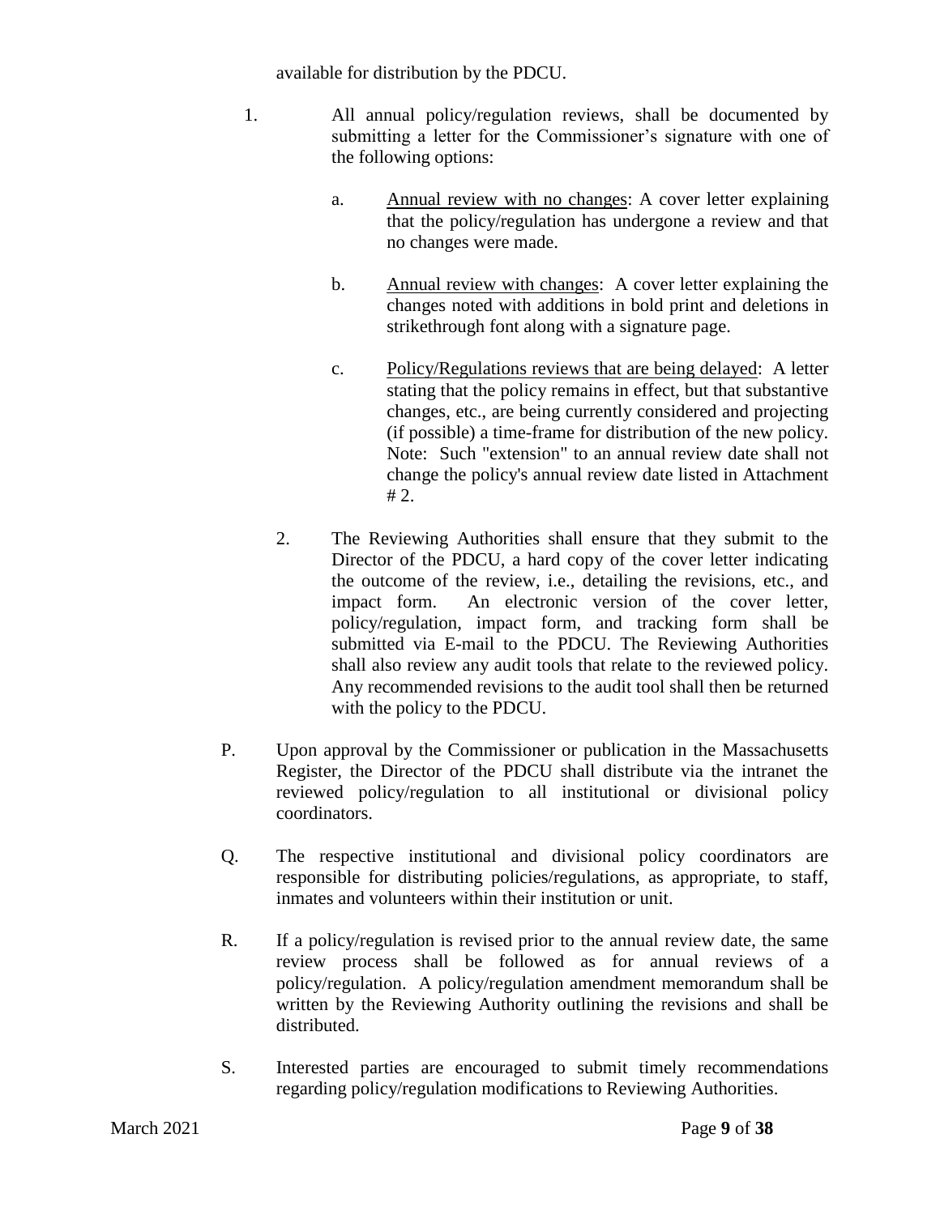available for distribution by the PDCU.

1. All annual policy/regulation reviews, shall be documented by submitting a letter for the Commissioner's signature with one of the following options:

    a. Annual review with no changes: A cover letter explaining that the policy/regulation has undergone a review and that no changes were made.

    b. Annual review with changes: A cover letter explaining the changes noted with additions in bold print and deletions in strikethrough font along with a signature page.

    c. Policy/Regulations reviews that are being delayed: A letter stating that the policy remains in effect, but that substantive changes, etc., are being currently considered and projecting (if possible) a time-frame for distribution of the new policy. Note: Such "extension" to an annual review date shall not change the policy's annual review date listed in Attachment # 2.

2. The Reviewing Authorities shall ensure that they submit to the Director of the PDCU, a hard copy of the cover letter indicating the outcome of the review, i.e., detailing the revisions, etc., and impact form. An electronic version of the cover letter, policy/regulation, impact form, and tracking form shall be submitted via E-mail to the PDCU. The Reviewing Authorities shall also review any audit tools that relate to the reviewed policy. Any recommended revisions to the audit tool shall then be returned with the policy to the PDCU.

P. Upon approval by the Commissioner or publication in the Massachusetts Register, the Director of the PDCU shall distribute via the intranet the reviewed policy/regulation to all institutional or divisional policy coordinators.

Q. The respective institutional and divisional policy coordinators are responsible for distributing policies/regulations, as appropriate, to staff, inmates and volunteers within their institution or unit.

R. If a policy/regulation is revised prior to the annual review date, the same review process shall be followed as for annual reviews of a policy/regulation. A policy/regulation amendment memorandum shall be written by the Reviewing Authority outlining the revisions and shall be distributed.

S. Interested parties are encouraged to submit timely recommendations regarding policy/regulation modifications to Reviewing Authorities.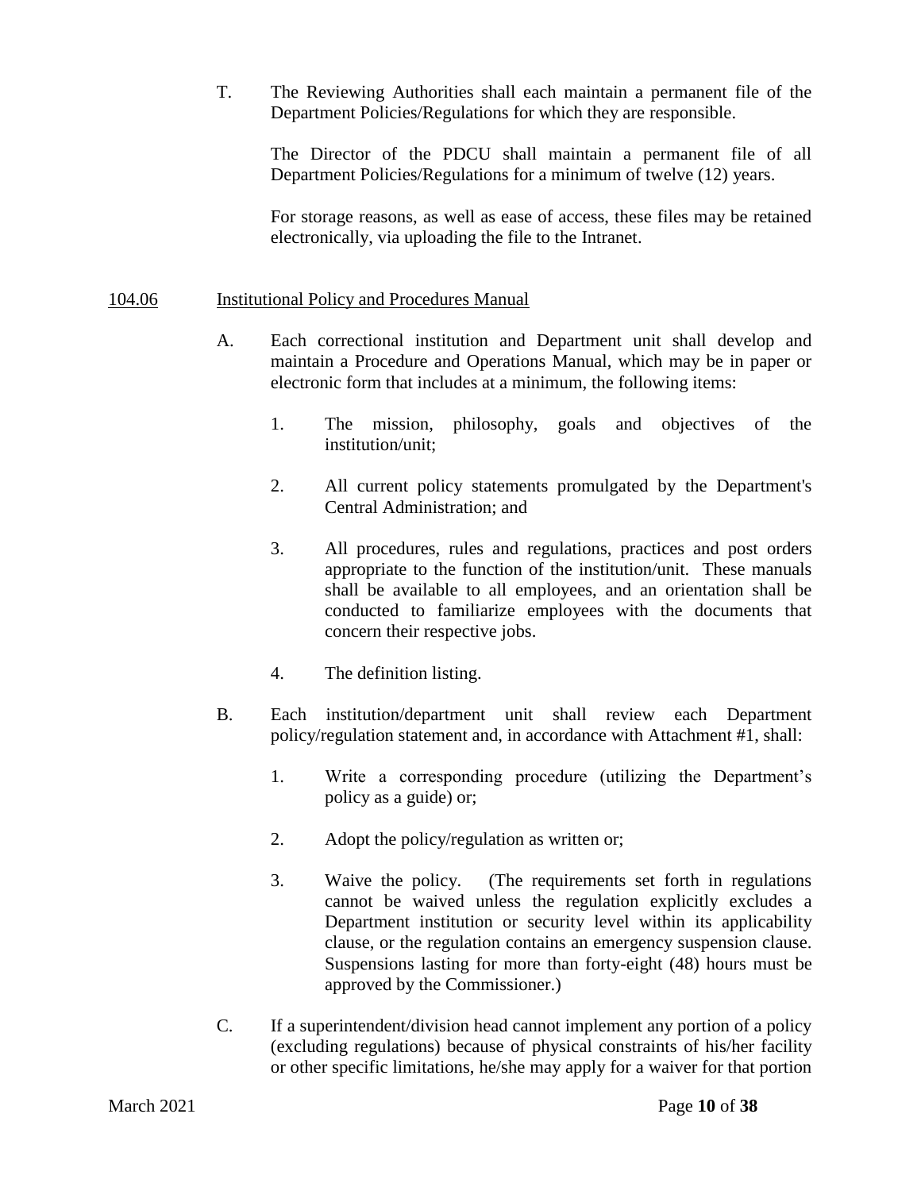T. The Reviewing Authorities shall each maintain a permanent file of the Department Policies/Regulations for which they are responsible.

The Director of the PDCU shall maintain a permanent file of all Department Policies/Regulations for a minimum of twelve (12) years.

For storage reasons, as well as ease of access, these files may be retained electronically, via uploading the file to the Intranet.

## 104.06 Institutional Policy and Procedures Manual

A. Each correctional institution and Department unit shall develop and maintain a Procedure and Operations Manual, which may be in paper or electronic form that includes at a minimum, the following items:

1. The mission, philosophy, goals and objectives of the institution/unit;

2. All current policy statements promulgated by the Department's Central Administration; and

3. All procedures, rules and regulations, practices and post orders appropriate to the function of the institution/unit. These manuals shall be available to all employees, and an orientation shall be conducted to familiarize employees with the documents that concern their respective jobs.

4. The definition listing.

B. Each institution/department unit shall review each Department policy/regulation statement and, in accordance with Attachment #1, shall:

1. Write a corresponding procedure (utilizing the Department's policy as a guide) or;

2. Adopt the policy/regulation as written or;

3. Waive the policy. (The requirements set forth in regulations cannot be waived unless the regulation explicitly excludes a Department institution or security level within its applicability clause, or the regulation contains an emergency suspension clause. Suspensions lasting for more than forty-eight (48) hours must be approved by the Commissioner.)

C. If a superintendent/division head cannot implement any portion of a policy (excluding regulations) because of physical constraints of his/her facility or other specific limitations, he/she may apply for a waiver for that portion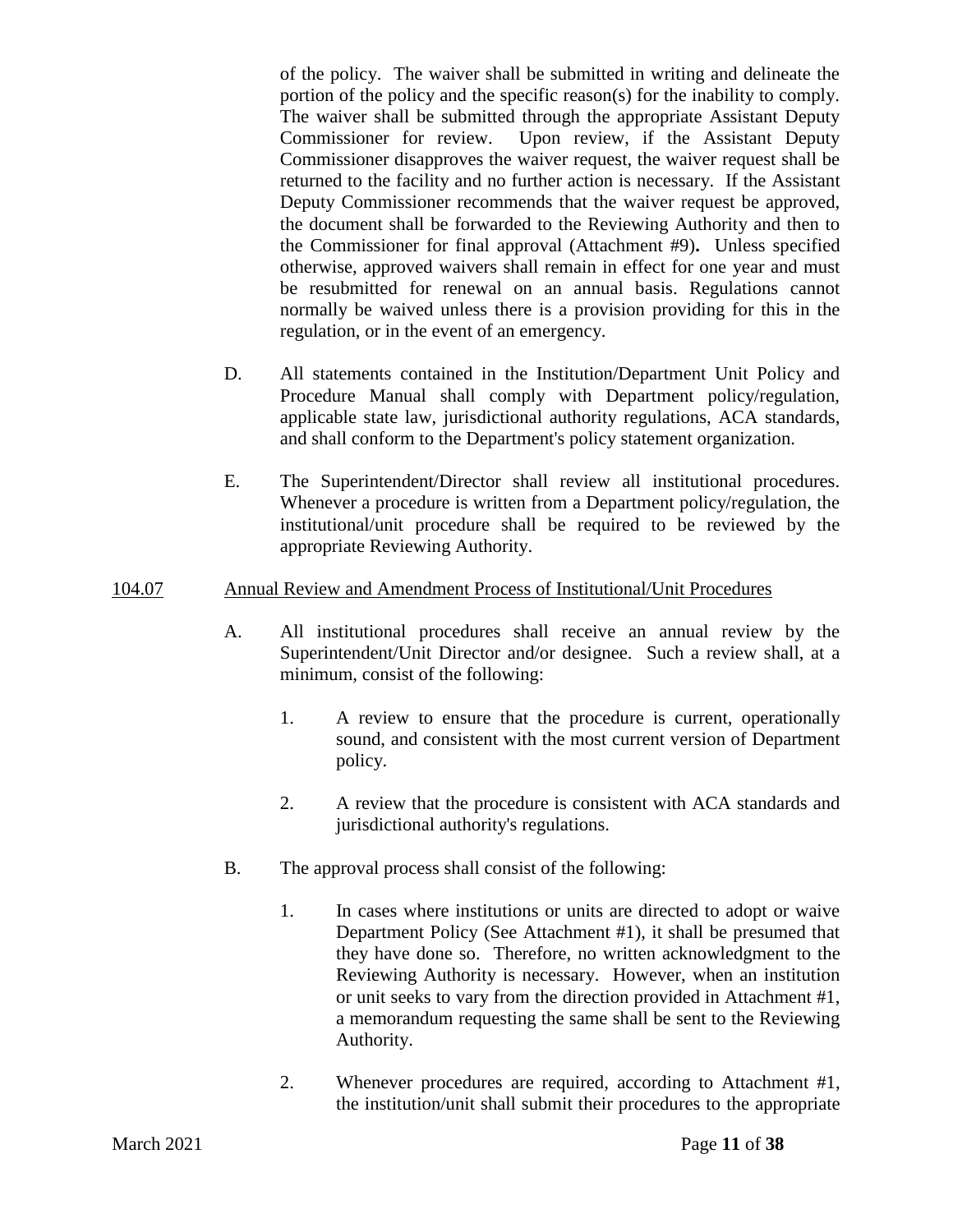of the policy. The waiver shall be submitted in writing and delineate the portion of the policy and the specific reason(s) for the inability to comply. The waiver shall be submitted through the appropriate Assistant Deputy Commissioner for review. Upon review, if the Assistant Deputy Commissioner disapproves the waiver request, the waiver request shall be returned to the facility and no further action is necessary. If the Assistant Deputy Commissioner recommends that the waiver request be approved, the document shall be forwarded to the Reviewing Authority and then to the Commissioner for final approval (Attachment #9)**.** Unless specified otherwise, approved waivers shall remain in effect for one year and must be resubmitted for renewal on an annual basis. Regulations cannot normally be waived unless there is a provision providing for this in the regulation, or in the event of an emergency.

D. All statements contained in the Institution/Department Unit Policy and Procedure Manual shall comply with Department policy/regulation, applicable state law, jurisdictional authority regulations, ACA standards, and shall conform to the Department's policy statement organization.

E. The Superintendent/Director shall review all institutional procedures. Whenever a procedure is written from a Department policy/regulation, the institutional/unit procedure shall be required to be reviewed by the appropriate Reviewing Authority.

<u>104.07</u> <u>Annual Review and Amendment Process of Institutional/Unit Procedures</u>

A. All institutional procedures shall receive an annual review by the Superintendent/Unit Director and/or designee. Such a review shall, at a minimum, consist of the following:

1. A review to ensure that the procedure is current, operationally sound, and consistent with the most current version of Department policy.

2. A review that the procedure is consistent with ACA standards and jurisdictional authority's regulations.

B. The approval process shall consist of the following:

1. In cases where institutions or units are directed to adopt or waive Department Policy (See Attachment #1), it shall be presumed that they have done so. Therefore, no written acknowledgment to the Reviewing Authority is necessary. However, when an institution or unit seeks to vary from the direction provided in Attachment #1, a memorandum requesting the same shall be sent to the Reviewing Authority.

2. Whenever procedures are required, according to Attachment #1, the institution/unit shall submit their procedures to the appropriate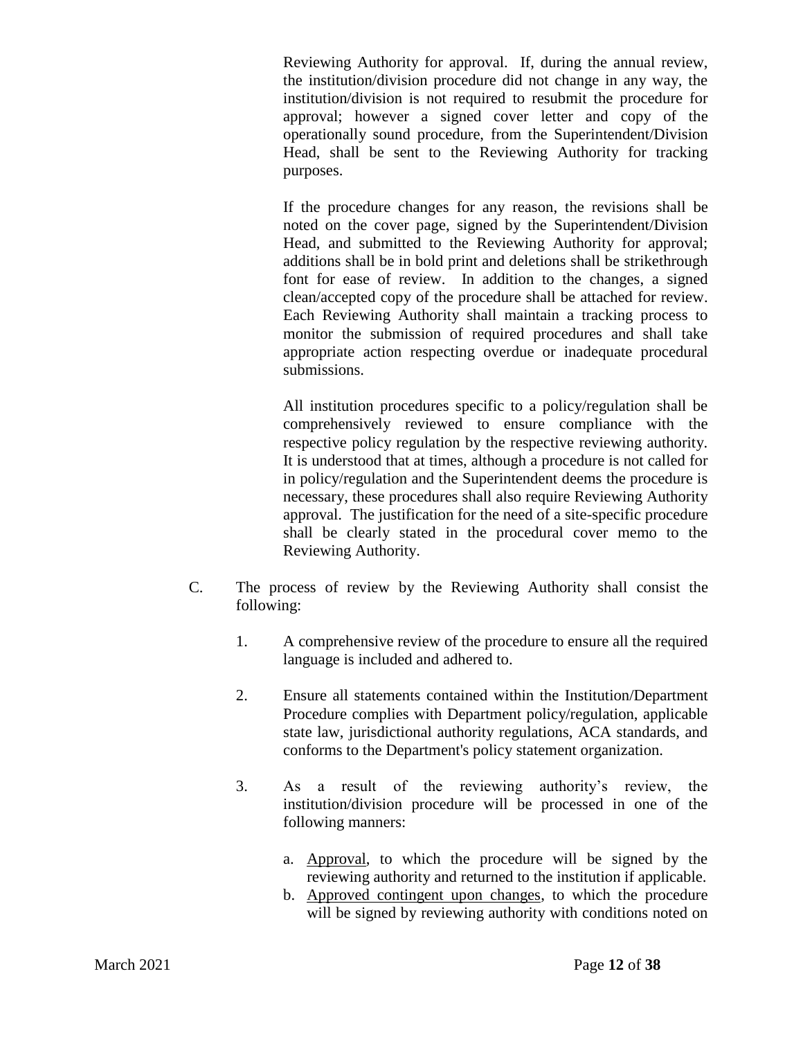Reviewing Authority for approval. If, during the annual review, the institution/division procedure did not change in any way, the institution/division is not required to resubmit the procedure for approval; however a signed cover letter and copy of the operationally sound procedure, from the Superintendent/Division Head, shall be sent to the Reviewing Authority for tracking purposes.

If the procedure changes for any reason, the revisions shall be noted on the cover page, signed by the Superintendent/Division Head, and submitted to the Reviewing Authority for approval; additions shall be in bold print and deletions shall be strikethrough font for ease of review. In addition to the changes, a signed clean/accepted copy of the procedure shall be attached for review. Each Reviewing Authority shall maintain a tracking process to monitor the submission of required procedures and shall take appropriate action respecting overdue or inadequate procedural submissions.

All institution procedures specific to a policy/regulation shall be comprehensively reviewed to ensure compliance with the respective policy regulation by the respective reviewing authority. It is understood that at times, although a procedure is not called for in policy/regulation and the Superintendent deems the procedure is necessary, these procedures shall also require Reviewing Authority approval. The justification for the need of a site-specific procedure shall be clearly stated in the procedural cover memo to the Reviewing Authority.

C. The process of review by the Reviewing Authority shall consist the following:

1. A comprehensive review of the procedure to ensure all the required language is included and adhered to.

2. Ensure all statements contained within the Institution/Department Procedure complies with Department policy/regulation, applicable state law, jurisdictional authority regulations, ACA standards, and conforms to the Department's policy statement organization.

3. As a result of the reviewing authority's review, the institution/division procedure will be processed in one of the following manners:

   a. <u>Approval</u>, to which the procedure will be signed by the reviewing authority and returned to the institution if applicable.
   b. <u>Approved contingent upon changes</u>, to which the procedure will be signed by reviewing authority with conditions noted on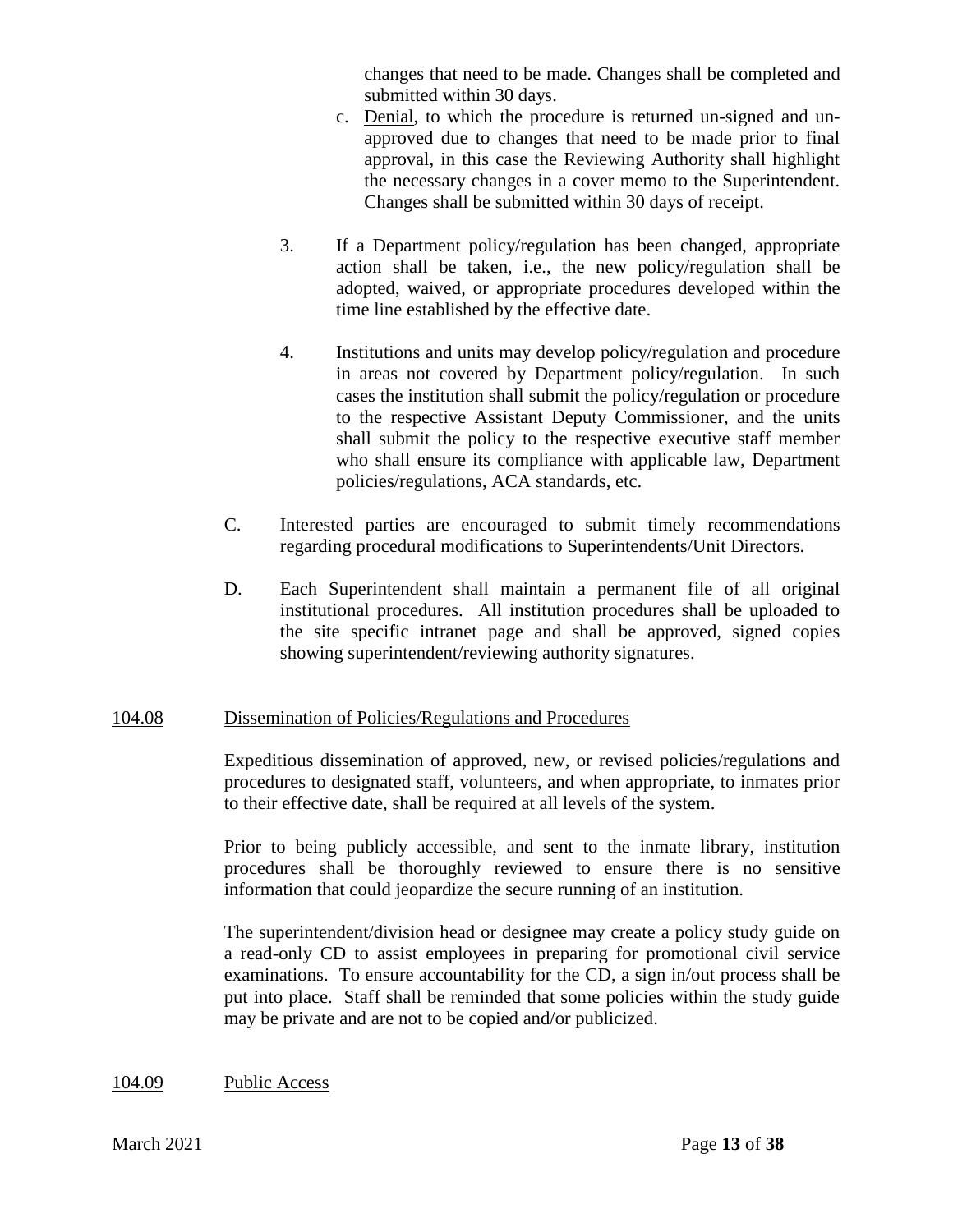changes that need to be made. Changes shall be completed and submitted within 30 days.

c. Denial, to which the procedure is returned un-signed and un-approved due to changes that need to be made prior to final approval, in this case the Reviewing Authority shall highlight the necessary changes in a cover memo to the Superintendent. Changes shall be submitted within 30 days of receipt.

3. If a Department policy/regulation has been changed, appropriate action shall be taken, i.e., the new policy/regulation shall be adopted, waived, or appropriate procedures developed within the time line established by the effective date.

4. Institutions and units may develop policy/regulation and procedure in areas not covered by Department policy/regulation. In such cases the institution shall submit the policy/regulation or procedure to the respective Assistant Deputy Commissioner, and the units shall submit the policy to the respective executive staff member who shall ensure its compliance with applicable law, Department policies/regulations, ACA standards, etc.

C. Interested parties are encouraged to submit timely recommendations regarding procedural modifications to Superintendents/Unit Directors.

D. Each Superintendent shall maintain a permanent file of all original institutional procedures. All institution procedures shall be uploaded to the site specific intranet page and shall be approved, signed copies showing superintendent/reviewing authority signatures.

## 104.08 Dissemination of Policies/Regulations and Procedures

Expeditious dissemination of approved, new, or revised policies/regulations and procedures to designated staff, volunteers, and when appropriate, to inmates prior to their effective date, shall be required at all levels of the system.

Prior to being publicly accessible, and sent to the inmate library, institution procedures shall be thoroughly reviewed to ensure there is no sensitive information that could jeopardize the secure running of an institution.

The superintendent/division head or designee may create a policy study guide on a read-only CD to assist employees in preparing for promotional civil service examinations. To ensure accountability for the CD, a sign in/out process shall be put into place. Staff shall be reminded that some policies within the study guide may be private and are not to be copied and/or publicized.

## 104.09 Public Access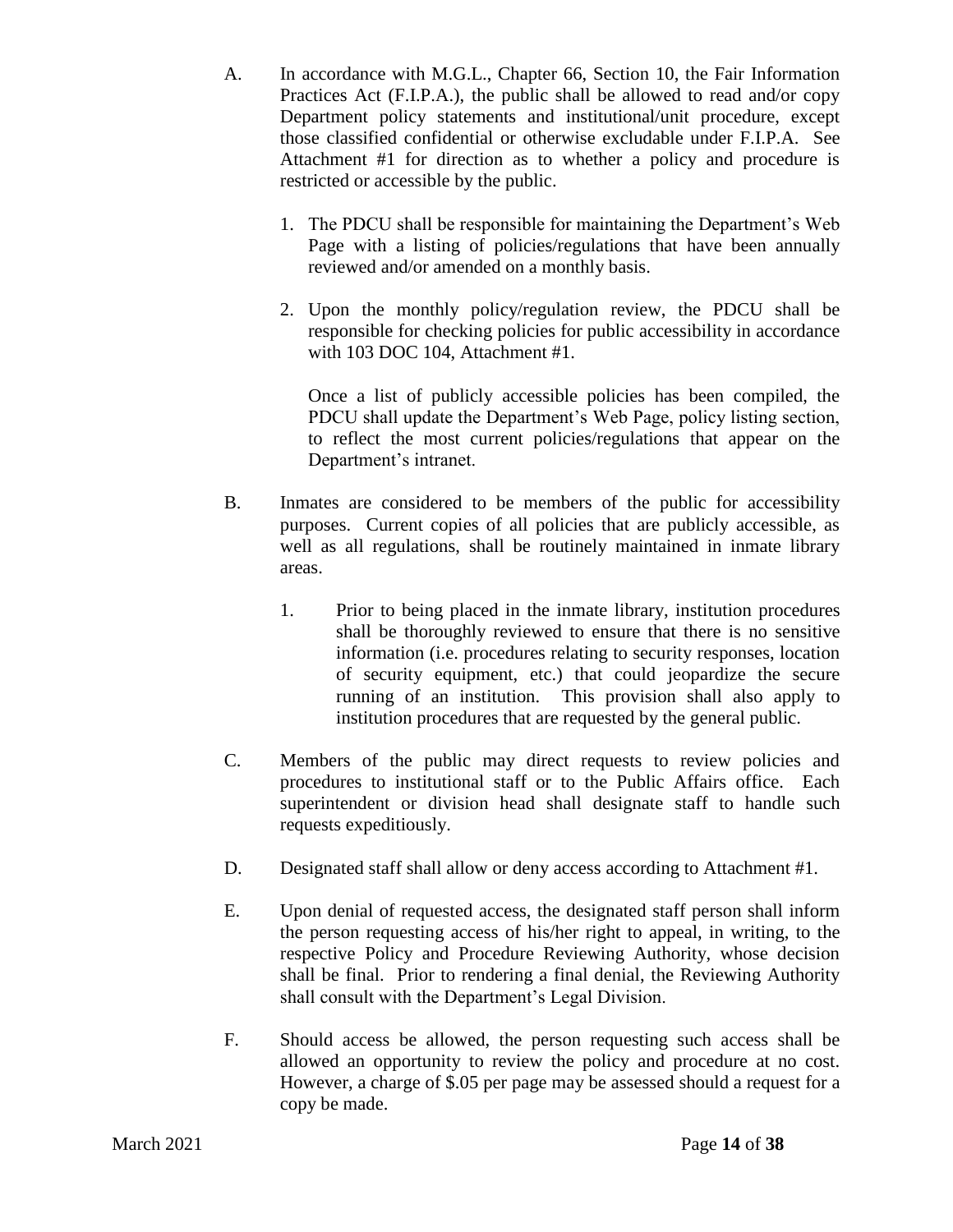A. In accordance with M.G.L., Chapter 66, Section 10, the Fair Information Practices Act (F.I.P.A.), the public shall be allowed to read and/or copy Department policy statements and institutional/unit procedure, except those classified confidential or otherwise excludable under F.I.P.A. See Attachment #1 for direction as to whether a policy and procedure is restricted or accessible by the public.

   1. The PDCU shall be responsible for maintaining the Department's Web Page with a listing of policies/regulations that have been annually reviewed and/or amended on a monthly basis.

   2. Upon the monthly policy/regulation review, the PDCU shall be responsible for checking policies for public accessibility in accordance with 103 DOC 104, Attachment #1.

      Once a list of publicly accessible policies has been compiled, the PDCU shall update the Department's Web Page, policy listing section, to reflect the most current policies/regulations that appear on the Department's intranet.

B. Inmates are considered to be members of the public for accessibility purposes. Current copies of all policies that are publicly accessible, as well as all regulations, shall be routinely maintained in inmate library areas.

   1. Prior to being placed in the inmate library, institution procedures shall be thoroughly reviewed to ensure that there is no sensitive information (i.e. procedures relating to security responses, location of security equipment, etc.) that could jeopardize the secure running of an institution. This provision shall also apply to institution procedures that are requested by the general public.

C. Members of the public may direct requests to review policies and procedures to institutional staff or to the Public Affairs office. Each superintendent or division head shall designate staff to handle such requests expeditiously.

D. Designated staff shall allow or deny access according to Attachment #1.

E. Upon denial of requested access, the designated staff person shall inform the person requesting access of his/her right to appeal, in writing, to the respective Policy and Procedure Reviewing Authority, whose decision shall be final. Prior to rendering a final denial, the Reviewing Authority shall consult with the Department's Legal Division.

F. Should access be allowed, the person requesting such access shall be allowed an opportunity to review the policy and procedure at no cost. However, a charge of $.05 per page may be assessed should a request for a copy be made.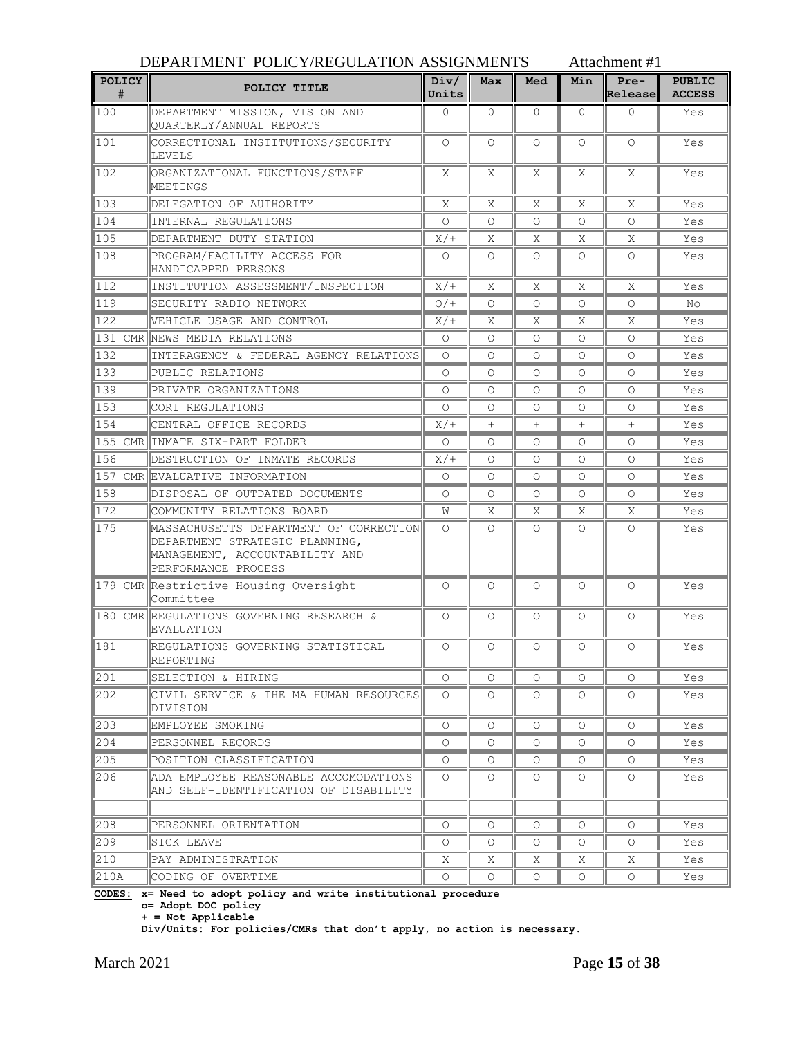DEPARTMENT POLICY/REGULATION ASSIGNMENTS Attachment #1

| POLICY # | POLICY TITLE | Div/ Units | Max | Med | Min | Pre-Release | PUBLIC ACCESS |
|---|---|---|---|---|---|---|---|
| 100 | DEPARTMENT MISSION, VISION AND QUARTERLY/ANNUAL REPORTS | O | O | O | O | O | Yes |
| 101 | CORRECTIONAL INSTITUTIONS/SECURITY LEVELS | O | O | O | O | O | Yes |
| 102 | ORGANIZATIONAL FUNCTIONS/STAFF MEETINGS | X | X | X | X | X | Yes |
| 103 | DELEGATION OF AUTHORITY | X | X | X | X | X | Yes |
| 104 | INTERNAL REGULATIONS | O | O | O | O | O | Yes |
| 105 | DEPARTMENT DUTY STATION | X/+ | X | X | X | X | Yes |
| 108 | PROGRAM/FACILITY ACCESS FOR HANDICAPPED PERSONS | O | O | O | O | O | Yes |
| 112 | INSTITUTION ASSESSMENT/INSPECTION | X/+ | X | X | X | X | Yes |
| 119 | SECURITY RADIO NETWORK | O/+ | O | O | O | O | No |
| 122 | VEHICLE USAGE AND CONTROL | X/+ | X | X | X | X | Yes |
| 131 CMR | NEWS MEDIA RELATIONS | O | O | O | O | O | Yes |
| 132 | INTERAGENCY & FEDERAL AGENCY RELATIONS | O | O | O | O | O | Yes |
| 133 | PUBLIC RELATIONS | O | O | O | O | O | Yes |
| 139 | PRIVATE ORGANIZATIONS | O | O | O | O | O | Yes |
| 153 | CORI REGULATIONS | O | O | O | O | O | Yes |
| 154 | CENTRAL OFFICE RECORDS | X/+ | + | + | + | + | Yes |
| 155 CMR | INMATE SIX-PART FOLDER | O | O | O | O | O | Yes |
| 156 | DESTRUCTION OF INMATE RECORDS | X/+ | O | O | O | O | Yes |
| 157 CMR | EVALUATIVE INFORMATION | O | O | O | O | O | Yes |
| 158 | DISPOSAL OF OUTDATED DOCUMENTS | O | O | O | O | O | Yes |
| 172 | COMMUNITY RELATIONS BOARD | W | X | X | X | X | Yes |
| 175 | MASSACHUSETTS DEPARTMENT OF CORRECTION DEPARTMENT STRATEGIC PLANNING, MANAGEMENT, ACCOUNTABILITY AND PERFORMANCE PROCESS | O | O | O | O | O | Yes |
| 179 CMR | Restrictive Housing Oversight Committee | O | O | O | O | O | Yes |
| 180 CMR | REGULATIONS GOVERNING RESEARCH & EVALUATION | O | O | O | O | O | Yes |
| 181 | REGULATIONS GOVERNING STATISTICAL REPORTING | O | O | O | O | O | Yes |
| 201 | SELECTION & HIRING | O | O | O | O | O | Yes |
| 202 | CIVIL SERVICE & THE MA HUMAN RESOURCES DIVISION | O | O | O | O | O | Yes |
| 203 | EMPLOYEE SMOKING | O | O | O | O | O | Yes |
| 204 | PERSONNEL RECORDS | O | O | O | O | O | Yes |
| 205 | POSITION CLASSIFICATION | O | O | O | O | O | Yes |
| 206 | ADA EMPLOYEE REASONABLE ACCOMODATIONS AND SELF-IDENTIFICATION OF DISABILITY | O | O | O | O | O | Yes |
| | | | | | | | |
| 208 | PERSONNEL ORIENTATION | O | O | O | O | O | Yes |
| 209 | SICK LEAVE | O | O | O | O | O | Yes |
| 210 | PAY ADMINISTRATION | X | X | X | X | X | Yes |
| 210A | CODING OF OVERTIME | O | O | O | O | O | Yes |

**CODES: x= Need to adopt policy and write institutional procedure**
**o= Adopt DOC policy**
**+ = Not Applicable**
**Div/Units: For policies/CMRs that don't apply, no action is necessary.**

March 2021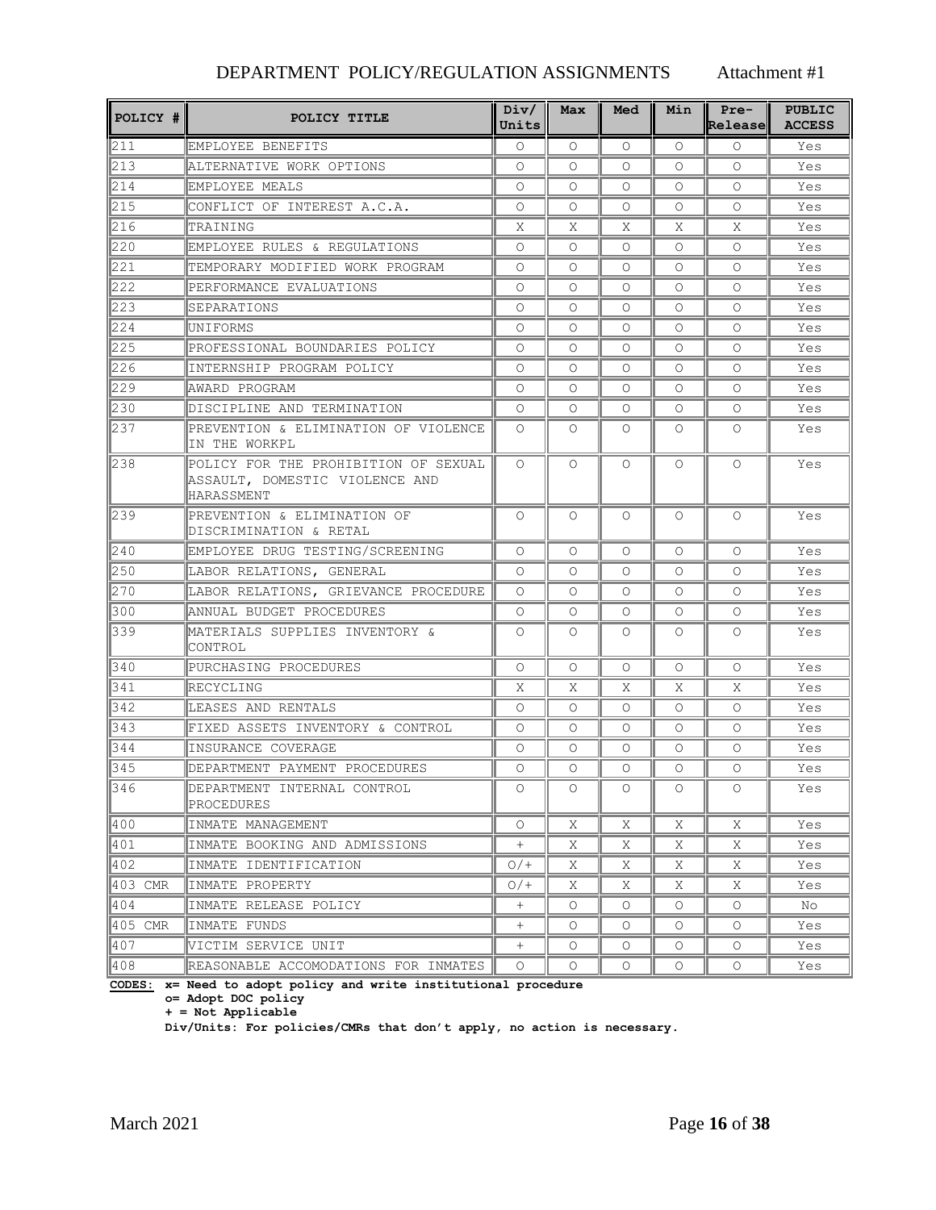DEPARTMENT POLICY/REGULATION ASSIGNMENTS Attachment #1

| POLICY # | POLICY TITLE | Div/ Units | Max | Med | Min | Pre-Release | PUBLIC ACCESS |
|---|---|---|---|---|---|---|---|
| 211 | EMPLOYEE BENEFITS | O | O | O | O | O | Yes |
| 213 | ALTERNATIVE WORK OPTIONS | O | O | O | O | O | Yes |
| 214 | EMPLOYEE MEALS | O | O | O | O | O | Yes |
| 215 | CONFLICT OF INTEREST A.C.A. | O | O | O | O | O | Yes |
| 216 | TRAINING | X | X | X | X | X | Yes |
| 220 | EMPLOYEE RULES & REGULATIONS | O | O | O | O | O | Yes |
| 221 | TEMPORARY MODIFIED WORK PROGRAM | O | O | O | O | O | Yes |
| 222 | PERFORMANCE EVALUATIONS | O | O | O | O | O | Yes |
| 223 | SEPARATIONS | O | O | O | O | O | Yes |
| 224 | UNIFORMS | O | O | O | O | O | Yes |
| 225 | PROFESSIONAL BOUNDARIES POLICY | O | O | O | O | O | Yes |
| 226 | INTERNSHIP PROGRAM POLICY | O | O | O | O | O | Yes |
| 229 | AWARD PROGRAM | O | O | O | O | O | Yes |
| 230 | DISCIPLINE AND TERMINATION | O | O | O | O | O | Yes |
| 237 | PREVENTION & ELIMINATION OF VIOLENCE IN THE WORKPL | O | O | O | O | O | Yes |
| 238 | POLICY FOR THE PROHIBITION OF SEXUAL ASSAULT, DOMESTIC VIOLENCE AND HARASSMENT | O | O | O | O | O | Yes |
| 239 | PREVENTION & ELIMINATION OF DISCRIMINATION & RETAL | O | O | O | O | O | Yes |
| 240 | EMPLOYEE DRUG TESTING/SCREENING | O | O | O | O | O | Yes |
| 250 | LABOR RELATIONS, GENERAL | O | O | O | O | O | Yes |
| 270 | LABOR RELATIONS, GRIEVANCE PROCEDURE | O | O | O | O | O | Yes |
| 300 | ANNUAL BUDGET PROCEDURES | O | O | O | O | O | Yes |
| 339 | MATERIALS SUPPLIES INVENTORY & CONTROL | O | O | O | O | O | Yes |
| 340 | PURCHASING PROCEDURES | O | O | O | O | O | Yes |
| 341 | RECYCLING | X | X | X | X | X | Yes |
| 342 | LEASES AND RENTALS | O | O | O | O | O | Yes |
| 343 | FIXED ASSETS INVENTORY & CONTROL | O | O | O | O | O | Yes |
| 344 | INSURANCE COVERAGE | O | O | O | O | O | Yes |
| 345 | DEPARTMENT PAYMENT PROCEDURES | O | O | O | O | O | Yes |
| 346 | DEPARTMENT INTERNAL CONTROL PROCEDURES | O | O | O | O | O | Yes |
| 400 | INMATE MANAGEMENT | O | X | X | X | X | Yes |
| 401 | INMATE BOOKING AND ADMISSIONS | + | X | X | X | X | Yes |
| 402 | INMATE IDENTIFICATION | O/+ | X | X | X | X | Yes |
| 403 CMR | INMATE PROPERTY | O/+ | X | X | X | X | Yes |
| 404 | INMATE RELEASE POLICY | + | O | O | O | O | No |
| 405 CMR | INMATE FUNDS | + | O | O | O | O | Yes |
| 407 | VICTIM SERVICE UNIT | + | O | O | O | O | Yes |
| 408 | REASONABLE ACCOMODATIONS FOR INMATES | O | O | O | O | O | Yes |

**CODES: x= Need to adopt policy and write institutional procedure**
**o= Adopt DOC policy**
**+ = Not Applicable**
**Div/Units: For policies/CMRs that don't apply, no action is necessary.**

March 2021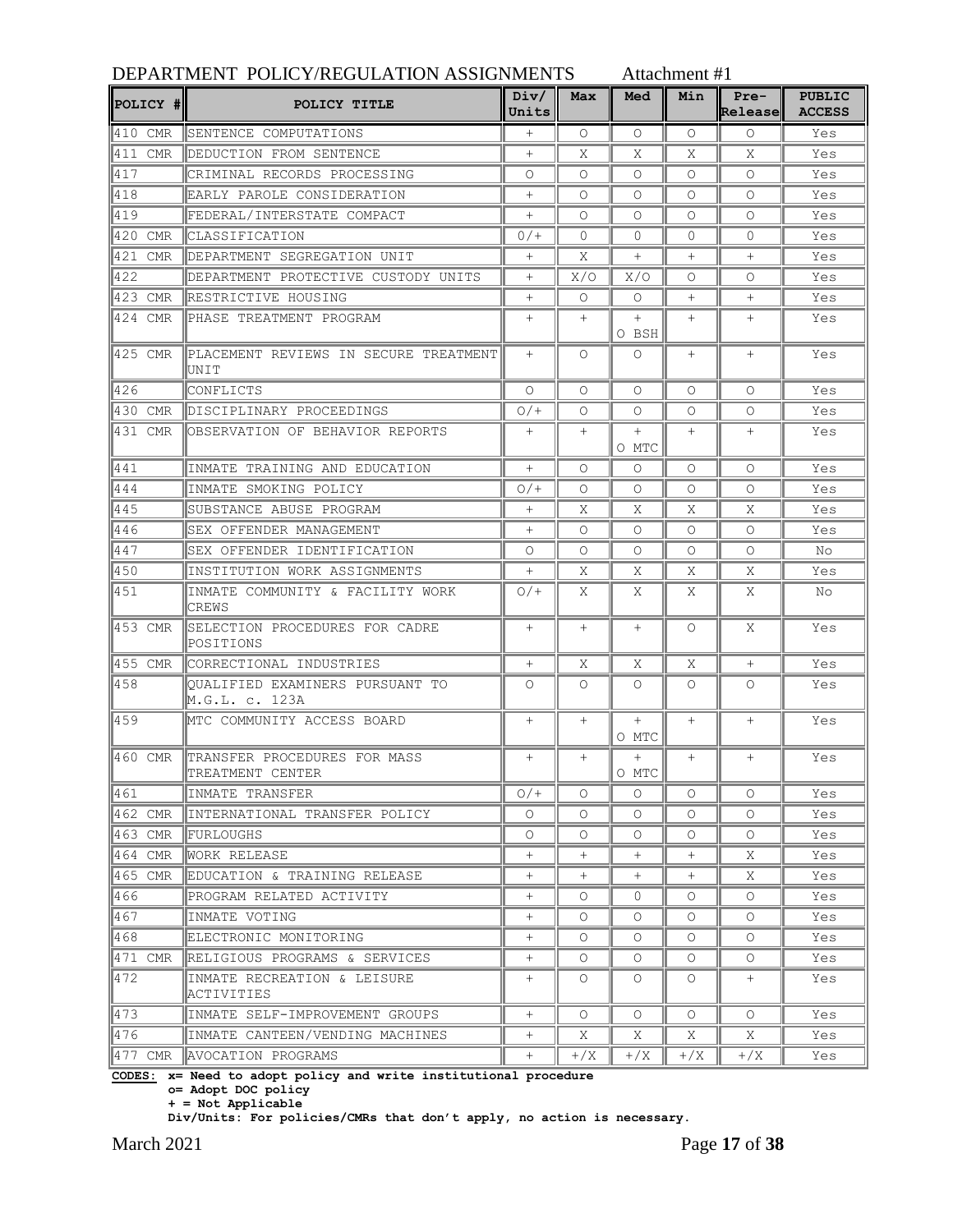DEPARTMENT POLICY/REGULATION ASSIGNMENTS Attachment #1

| POLICY # | POLICY TITLE | Div/ Units | Max | Med | Min | Pre-Release | PUBLIC ACCESS |
|---|---|---|---|---|---|---|---|
| 410 CMR | SENTENCE COMPUTATIONS | + | O | O | O | O | Yes |
| 411 CMR | DEDUCTION FROM SENTENCE | + | X | X | X | X | Yes |
| 417 | CRIMINAL RECORDS PROCESSING | O | O | O | O | O | Yes |
| 418 | EARLY PAROLE CONSIDERATION | + | O | O | O | O | Yes |
| 419 | FEDERAL/INTERSTATE COMPACT | + | O | O | O | O | Yes |
| 420 CMR | CLASSIFICATION | O/+ | O | O | O | O | Yes |
| 421 CMR | DEPARTMENT SEGREGATION UNIT | + | X | + | + | + | Yes |
| 422 | DEPARTMENT PROTECTIVE CUSTODY UNITS | + | X/O | X/O | O | O | Yes |
| 423 CMR | RESTRICTIVE HOUSING | + | O | O | + | + | Yes |
| 424 CMR | PHASE TREATMENT PROGRAM | + | + | + O BSH | + | + | Yes |
| 425 CMR | PLACEMENT REVIEWS IN SECURE TREATMENT UNIT | + | O | O | + | + | Yes |
| 426 | CONFLICTS | O | O | O | O | O | Yes |
| 430 CMR | DISCIPLINARY PROCEEDINGS | O/+ | O | O | O | O | Yes |
| 431 CMR | OBSERVATION OF BEHAVIOR REPORTS | + | + | + O MTC | + | + | Yes |
| 441 | INMATE TRAINING AND EDUCATION | + | O | O | O | O | Yes |
| 444 | INMATE SMOKING POLICY | O/+ | O | O | O | O | Yes |
| 445 | SUBSTANCE ABUSE PROGRAM | + | X | X | X | X | Yes |
| 446 | SEX OFFENDER MANAGEMENT | + | O | O | O | O | Yes |
| 447 | SEX OFFENDER IDENTIFICATION | O | O | O | O | O | No |
| 450 | INSTITUTION WORK ASSIGNMENTS | + | X | X | X | X | Yes |
| 451 | INMATE COMMUNITY & FACILITY WORK CREWS | O/+ | X | X | X | X | No |
| 453 CMR | SELECTION PROCEDURES FOR CADRE POSITIONS | + | + | + | O | X | Yes |
| 455 CMR | CORRECTIONAL INDUSTRIES | + | X | X | X | + | Yes |
| 458 | QUALIFIED EXAMINERS PURSUANT TO M.G.L. c. 123A | O | O | O | O | O | Yes |
| 459 | MTC COMMUNITY ACCESS BOARD | + | + | + O MTC | + | + | Yes |
| 460 CMR | TRANSFER PROCEDURES FOR MASS TREATMENT CENTER | + | + | + O MTC | + | + | Yes |
| 461 | INMATE TRANSFER | O/+ | O | O | O | O | Yes |
| 462 CMR | INTERNATIONAL TRANSFER POLICY | O | O | O | O | O | Yes |
| 463 CMR | FURLOUGHS | O | O | O | O | O | Yes |
| 464 CMR | WORK RELEASE | + | + | + | + | X | Yes |
| 465 CMR | EDUCATION & TRAINING RELEASE | + | + | + | + | X | Yes |
| 466 | PROGRAM RELATED ACTIVITY | + | O | O | O | O | Yes |
| 467 | INMATE VOTING | + | O | O | O | O | Yes |
| 468 | ELECTRONIC MONITORING | + | O | O | O | O | Yes |
| 471 CMR | RELIGIOUS PROGRAMS & SERVICES | + | O | O | O | O | Yes |
| 472 | INMATE RECREATION & LEISURE ACTIVITIES | + | O | O | O | + | Yes |
| 473 | INMATE SELF-IMPROVEMENT GROUPS | + | O | O | O | O | Yes |
| 476 | INMATE CANTEEN/VENDING MACHINES | + | X | X | X | X | Yes |
| 477 CMR | AVOCATION PROGRAMS | + | +/X | +/X | +/X | +/X | Yes |

**CODES: x= Need to adopt policy and write institutional procedure**
**o= Adopt DOC policy**
**+ = Not Applicable**
**Div/Units: For policies/CMRs that don't apply, no action is necessary.**

March 2021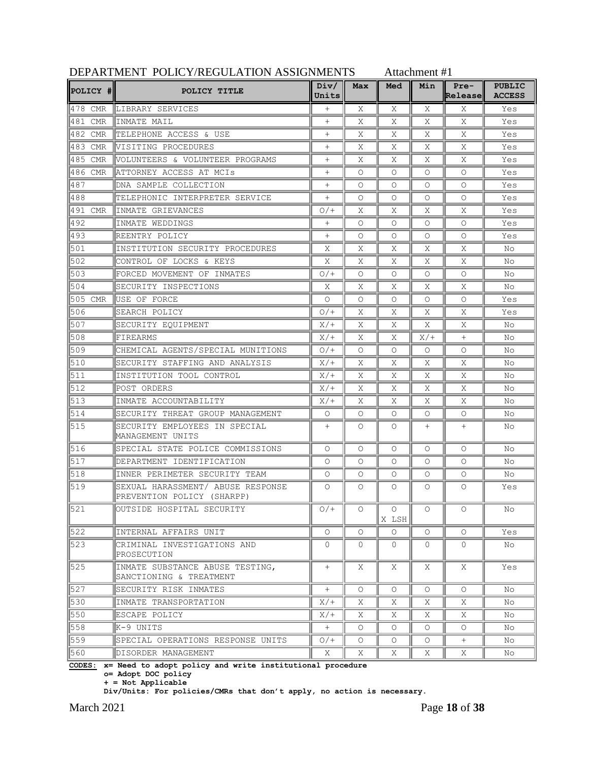DEPARTMENT POLICY/REGULATION ASSIGNMENTS Attachment #1

| POLICY # | POLICY TITLE | Div/ Units | Max | Med | Min | Pre-Release | PUBLIC ACCESS |
|---|---|---|---|---|---|---|---|
| 478 CMR | LIBRARY SERVICES | + | X | X | X | X | Yes |
| 481 CMR | INMATE MAIL | + | X | X | X | X | Yes |
| 482 CMR | TELEPHONE ACCESS & USE | + | X | X | X | X | Yes |
| 483 CMR | VISITING PROCEDURES | + | X | X | X | X | Yes |
| 485 CMR | VOLUNTEERS & VOLUNTEER PROGRAMS | + | X | X | X | X | Yes |
| 486 CMR | ATTORNEY ACCESS AT MCIs | + | O | O | O | O | Yes |
| 487 | DNA SAMPLE COLLECTION | + | O | O | O | O | Yes |
| 488 | TELEPHONIC INTERPRETER SERVICE | + | O | O | O | O | Yes |
| 491 CMR | INMATE GRIEVANCES | O/+ | X | X | X | X | Yes |
| 492 | INMATE WEDDINGS | + | O | O | O | O | Yes |
| 493 | REENTRY POLICY | + | O | O | O | O | Yes |
| 501 | INSTITUTION SECURITY PROCEDURES | X | X | X | X | X | No |
| 502 | CONTROL OF LOCKS & KEYS | X | X | X | X | X | No |
| 503 | FORCED MOVEMENT OF INMATES | O/+ | O | O | O | O | No |
| 504 | SECURITY INSPECTIONS | X | X | X | X | X | No |
| 505 CMR | USE OF FORCE | O | O | O | O | O | Yes |
| 506 | SEARCH POLICY | O/+ | X | X | X | X | Yes |
| 507 | SECURITY EQUIPMENT | X/+ | X | X | X | X | No |
| 508 | FIREARMS | X/+ | X | X | X/+ | + | No |
| 509 | CHEMICAL AGENTS/SPECIAL MUNITIONS | O/+ | O | O | O | O | No |
| 510 | SECURITY STAFFING AND ANALYSIS | X/+ | X | X | X | X | No |
| 511 | INSTITUTION TOOL CONTROL | X/+ | X | X | X | X | No |
| 512 | POST ORDERS | X/+ | X | X | X | X | No |
| 513 | INMATE ACCOUNTABILITY | X/+ | X | X | X | X | No |
| 514 | SECURITY THREAT GROUP MANAGEMENT | O | O | O | O | O | No |
| 515 | SECURITY EMPLOYEES IN SPECIAL MANAGEMENT UNITS | + | O | O | + | + | No |
| 516 | SPECIAL STATE POLICE COMMISSIONS | O | O | O | O | O | No |
| 517 | DEPARTMENT IDENTIFICATION | O | O | O | O | O | No |
| 518 | INNER PERIMETER SECURITY TEAM | O | O | O | O | O | No |
| 519 | SEXUAL HARASSMENT/ ABUSE RESPONSE PREVENTION POLICY (SHARPP) | O | O | O | O | O | Yes |
| 521 | OUTSIDE HOSPITAL SECURITY | O/+ | O | O X LSH | O | O | No |
| 522 | INTERNAL AFFAIRS UNIT | O | O | O | O | O | Yes |
| 523 | CRIMINAL INVESTIGATIONS AND PROSECUTION | 0 | 0 | 0 | 0 | 0 | No |
| 525 | INMATE SUBSTANCE ABUSE TESTING, SANCTIONING & TREATMENT | + | X | X | X | X | Yes |
| 527 | SECURITY RISK INMATES | + | O | O | O | O | No |
| 530 | INMATE TRANSPORTATION | X/+ | X | X | X | X | No |
| 550 | ESCAPE POLICY | X/+ | X | X | X | X | No |
| 558 | K-9 UNITS | + | O | O | O | O | No |
| 559 | SPECIAL OPERATIONS RESPONSE UNITS | O/+ | O | O | O | + | No |
| 560 | DISORDER MANAGEMENT | X | X | X | X | X | No |

**CODES: x= Need to adopt policy and write institutional procedure**
**o= Adopt DOC policy**
**+ = Not Applicable**
**Div/Units: For policies/CMRs that don't apply, no action is necessary.**

March 2021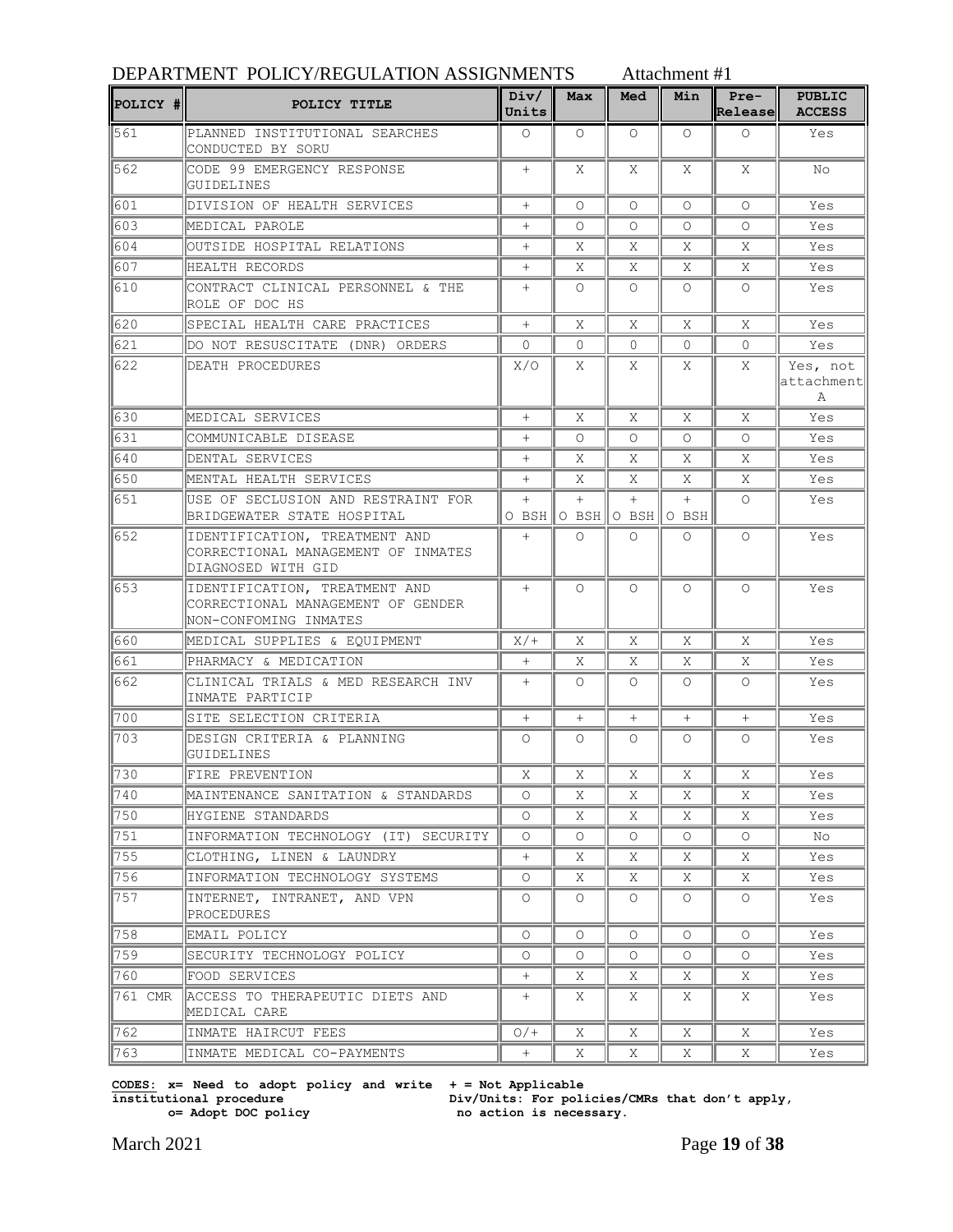DEPARTMENT POLICY/REGULATION ASSIGNMENTS Attachment #1

| POLICY # | POLICY TITLE | Div/ Units | Max | Med | Min | Pre-Release | PUBLIC ACCESS |
|---|---|---|---|---|---|---|---|
| 561 | PLANNED INSTITUTIONAL SEARCHES CONDUCTED BY SORU | O | O | O | O | O | Yes |
| 562 | CODE 99 EMERGENCY RESPONSE GUIDELINES | + | X | X | X | X | No |
| 601 | DIVISION OF HEALTH SERVICES | + | O | O | O | O | Yes |
| 603 | MEDICAL PAROLE | + | O | O | O | O | Yes |
| 604 | OUTSIDE HOSPITAL RELATIONS | + | X | X | X | X | Yes |
| 607 | HEALTH RECORDS | + | X | X | X | X | Yes |
| 610 | CONTRACT CLINICAL PERSONNEL & THE ROLE OF DOC HS | + | O | O | O | O | Yes |
| 620 | SPECIAL HEALTH CARE PRACTICES | + | X | X | X | X | Yes |
| 621 | DO NOT RESUSCITATE (DNR) ORDERS | O | O | O | O | O | Yes |
| 622 | DEATH PROCEDURES | X/O | X | X | X | X | Yes, not attachment A |
| 630 | MEDICAL SERVICES | + | X | X | X | X | Yes |
| 631 | COMMUNICABLE DISEASE | + | O | O | O | O | Yes |
| 640 | DENTAL SERVICES | + | X | X | X | X | Yes |
| 650 | MENTAL HEALTH SERVICES | + | X | X | X | X | Yes |
| 651 | USE OF SECLUSION AND RESTRAINT FOR BRIDGEWATER STATE HOSPITAL | + O BSH | + O BSH | + O BSH | + O BSH | O | Yes |
| 652 | IDENTIFICATION, TREATMENT AND CORRECTIONAL MANAGEMENT OF INMATES DIAGNOSED WITH GID | + | O | O | O | O | Yes |
| 653 | IDENTIFICATION, TREATMENT AND CORRECTIONAL MANAGEMENT OF GENDER NON-CONFOMING INMATES | + | O | O | O | O | Yes |
| 660 | MEDICAL SUPPLIES & EQUIPMENT | X/+ | X | X | X | X | Yes |
| 661 | PHARMACY & MEDICATION | + | X | X | X | X | Yes |
| 662 | CLINICAL TRIALS & MED RESEARCH INV INMATE PARTICIP | + | O | O | O | O | Yes |
| 700 | SITE SELECTION CRITERIA | + | + | + | + | + | Yes |
| 703 | DESIGN CRITERIA & PLANNING GUIDELINES | O | O | O | O | O | Yes |
| 730 | FIRE PREVENTION | X | X | X | X | X | Yes |
| 740 | MAINTENANCE SANITATION & STANDARDS | O | X | X | X | X | Yes |
| 750 | HYGIENE STANDARDS | O | X | X | X | X | Yes |
| 751 | INFORMATION TECHNOLOGY (IT) SECURITY | O | O | O | O | O | No |
| 755 | CLOTHING, LINEN & LAUNDRY | + | X | X | X | X | Yes |
| 756 | INFORMATION TECHNOLOGY SYSTEMS | O | X | X | X | X | Yes |
| 757 | INTERNET, INTRANET, AND VPN PROCEDURES | O | O | O | O | O | Yes |
| 758 | EMAIL POLICY | O | O | O | O | O | Yes |
| 759 | SECURITY TECHNOLOGY POLICY | O | O | O | O | O | Yes |
| 760 | FOOD SERVICES | + | X | X | X | X | Yes |
| 761 CMR | ACCESS TO THERAPEUTIC DIETS AND MEDICAL CARE | + | X | X | X | X | Yes |
| 762 | INMATE HAIRCUT FEES | O/+ | X | X | X | X | Yes |
| 763 | INMATE MEDICAL CO-PAYMENTS | + | X | X | X | X | Yes |

**CODES: x= Need to adopt policy and write institutional procedure**
**o= Adopt DOC policy**
**+ = Not Applicable**
**Div/Units: For policies/CMRs that don't apply, no action is necessary.**

March 2021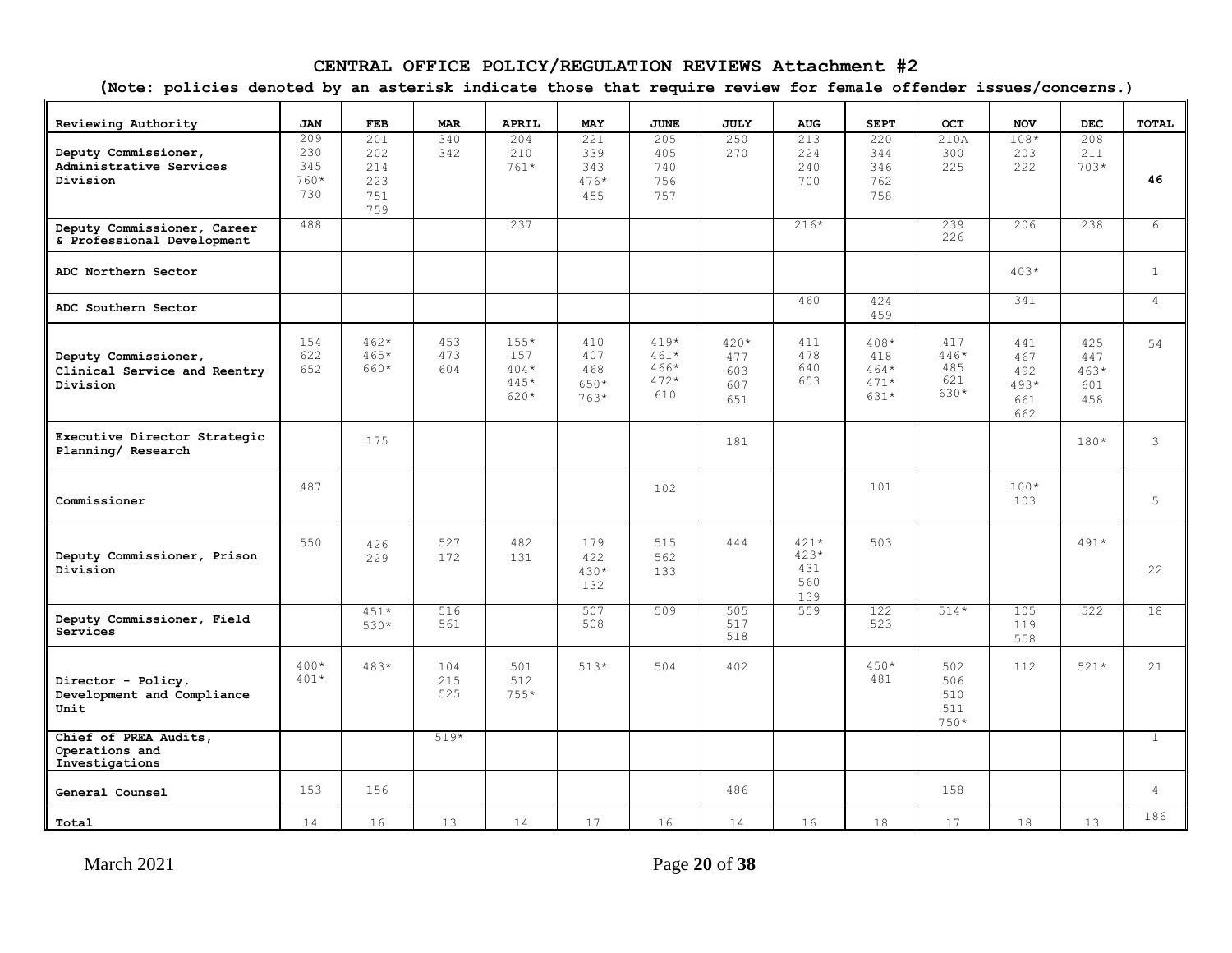## CENTRAL OFFICE POLICY/REGULATION REVIEWS Attachment #2

**(Note: policies denoted by an asterisk indicate those that require review for female offender issues/concerns.)**

| Reviewing Authority | JAN | FEB | MAR | APRIL | MAY | JUNE | JULY | AUG | SEPT | OCT | NOV | DEC | TOTAL |
|---|---|---|---|---|---|---|---|---|---|---|---|---|---|
| Deputy Commissioner, Administrative Services Division | 209 230 345 760* 730 | 201 202 214 223 751 759 | 340 342 | 204 210 761* | 221 339 343 476* 455 | 205 405 740 756 757 | 250 270 | 213 224 240 700 | 220 344 346 762 758 | 210A 300 225 | 108* 203 222 | 208 211 703* | **46** |
| Deputy Commissioner, Career & Professional Development | 488 | | | 237 | | | | 216* | | 239 226 | 206 | 238 | 6 |
| ADC Northern Sector | | | | | | | | | | | 403* | | 1 |
| ADC Southern Sector | | | | | | | | 460 | 424 459 | | 341 | | 4 |
| Deputy Commissioner, Clinical Service and Reentry Division | 154 622 652 | 462* 465* 660* | 453 473 604 | 155* 157 404* 445* 620* | 410 407 468 650* 763* | 419* 461* 466* 472* 610 | 420* 477 603 607 651 | 411 478 640 653 | 408* 418 464* 471* 631* | 417 446* 485 621 630* | 441 467 492 493* 661 662 | 425 447 463* 601 458 | 54 |
| Executive Director Strategic Planning/ Research | | 175 | | | | | 181 | | | | | 180* | 3 |
| Commissioner | 487 | | | | | 102 | | | 101 | | 100* 103 | | 5 |
| Deputy Commissioner, Prison Division | 550 | 426 229 | 527 172 | 482 131 | 179 422 430* 132 | 515 562 133 | 444 | 421* 423* 431 560 139 | 503 | | | 491* | 22 |
| Deputy Commissioner, Field Services | | 451* 530* | 516 561 | | 507 508 | 509 | 505 517 518 | 559 | 122 523 | 514* | 105 119 558 | 522 | 18 |
| Director - Policy, Development and Compliance Unit | 400* 401* | 483* | 104 215 525 | 501 512 755* | 513* | 504 | 402 | | 450* 481 | 502 506 510 511 750* | 112 | 521* | 21 |
| Chief of PREA Audits, Operations and Investigations | | | 519* | | | | | | | | | | 1 |
| General Counsel | 153 | 156 | | | | | 486 | | | 158 | | | 4 |
| Total | 14 | 16 | 13 | 14 | 17 | 16 | 14 | 16 | 18 | 17 | 18 | 13 | 186 |

March 2021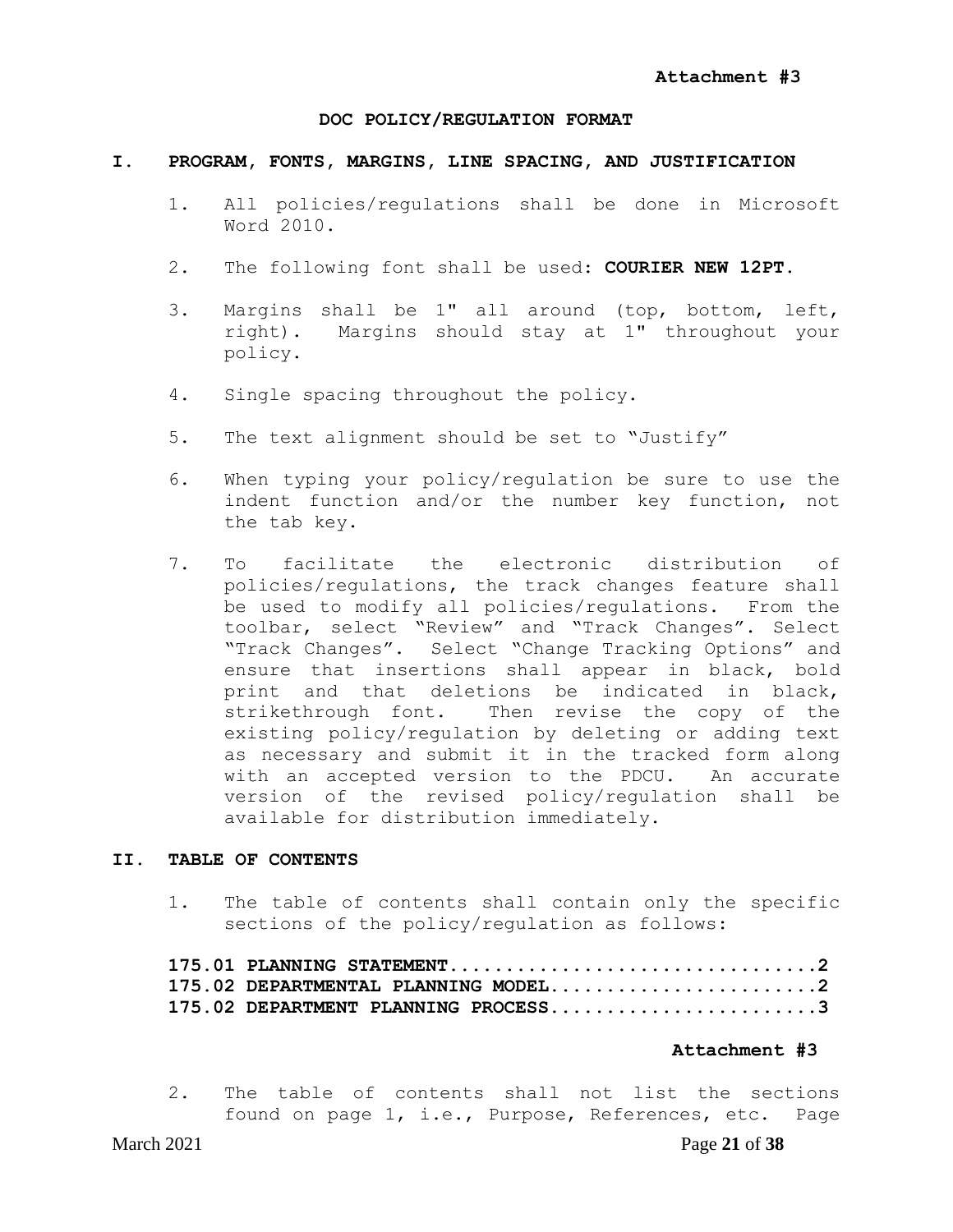**Attachment #3**

**DOC POLICY/REGULATION FORMAT**

## I. PROGRAM, FONTS, MARGINS, LINE SPACING, AND JUSTIFICATION

1. All policies/regulations shall be done in Microsoft Word 2010.

2. The following font shall be used: **COURIER NEW 12PT.**

3. Margins shall be 1" all around (top, bottom, left, right). Margins should stay at 1" throughout your policy.

4. Single spacing throughout the policy.

5. The text alignment should be set to "Justify"

6. When typing your policy/regulation be sure to use the indent function and/or the number key function, not the tab key.

7. To facilitate the electronic distribution of policies/regulations, the track changes feature shall be used to modify all policies/regulations. From the toolbar, select "Review" and "Track Changes". Select "Track Changes". Select "Change Tracking Options" and ensure that insertions shall appear in black, bold print and that deletions be indicated in black, strikethrough font. Then revise the copy of the existing policy/regulation by deleting or adding text as necessary and submit it in the tracked form along with an accepted version to the PDCU. An accurate version of the revised policy/regulation shall be available for distribution immediately.

## II. TABLE OF CONTENTS

1. The table of contents shall contain only the specific sections of the policy/regulation as follows:

   **175.01 PLANNING STATEMENT.................................2**
   **175.02 DEPARTMENTAL PLANNING MODEL........................2**
   **175.02 DEPARTMENT PLANNING PROCESS........................3**

**Attachment #3**

2. The table of contents shall not list the sections found on page 1, i.e., Purpose, References, etc. Page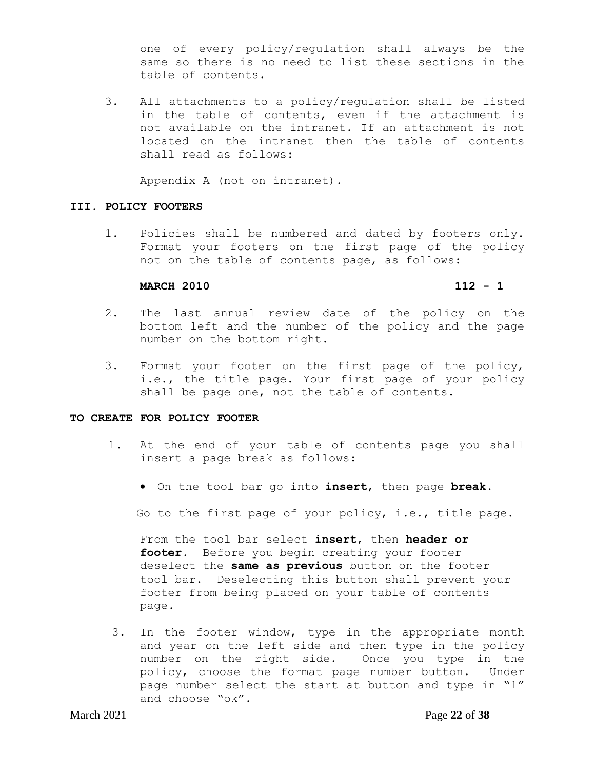one of every policy/regulation shall always be the same so there is no need to list these sections in the table of contents.

3. All attachments to a policy/regulation shall be listed in the table of contents, even if the attachment is not available on the intranet. If an attachment is not located on the intranet then the table of contents shall read as follows:

   Appendix A (not on intranet).

**III. POLICY FOOTERS**

1. Policies shall be numbered and dated by footers only. Format your footers on the first page of the policy not on the table of contents page, as follows:

   **MARCH 2010 112 - 1**

2. The last annual review date of the policy on the bottom left and the number of the policy and the page number on the bottom right.

3. Format your footer on the first page of the policy, i.e., the title page. Your first page of your policy shall be page one, not the table of contents.

**TO CREATE FOR POLICY FOOTER**

1. At the end of your table of contents page you shall insert a page break as follows:

   - On the tool bar go into **insert**, then page **break**.

   Go to the first page of your policy, i.e., title page.

   From the tool bar select **insert**, then **header or footer**. Before you begin creating your footer deselect the **same as previous** button on the footer tool bar. Deselecting this button shall prevent your footer from being placed on your table of contents page.

3. In the footer window, type in the appropriate month and year on the left side and then type in the policy number on the right side. Once you type in the policy, choose the format page number button. Under page number select the start at button and type in "1" and choose "ok".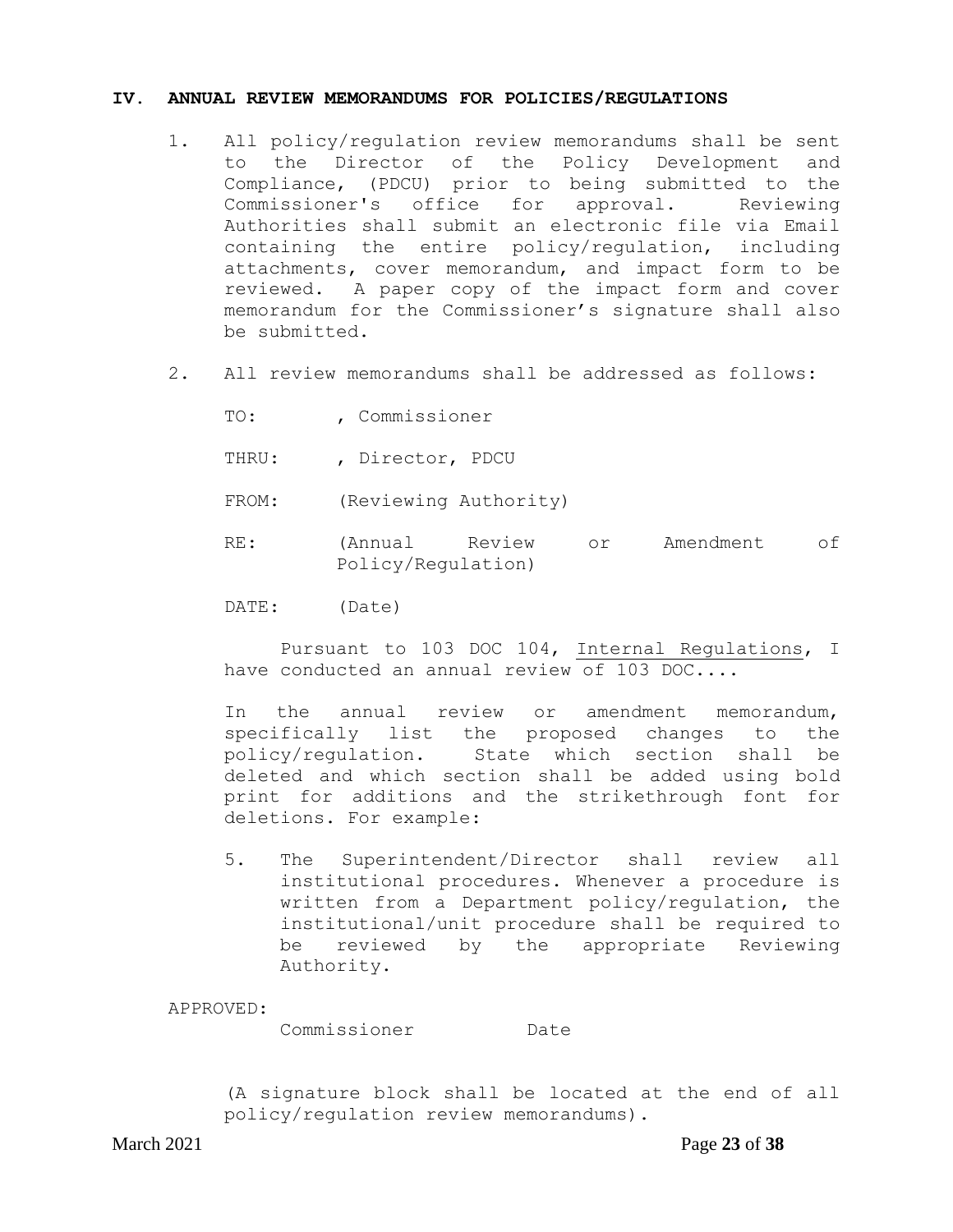## IV. ANNUAL REVIEW MEMORANDUMS FOR POLICIES/REGULATIONS

1. All policy/regulation review memorandums shall be sent to the Director of the Policy Development and Compliance, (PDCU) prior to being submitted to the Commissioner's office for approval. Reviewing Authorities shall submit an electronic file via Email containing the entire policy/regulation, including attachments, cover memorandum, and impact form to be reviewed. A paper copy of the impact form and cover memorandum for the Commissioner's signature shall also be submitted.

2. All review memorandums shall be addressed as follows:

   TO: , Commissioner

   THRU: , Director, PDCU

   FROM: (Reviewing Authority)

   RE: (Annual Review or Amendment of Policy/Regulation)

   DATE: (Date)

   Pursuant to 103 DOC 104, Internal Regulations, I have conducted an annual review of 103 DOC....

   In the annual review or amendment memorandum, specifically list the proposed changes to the policy/regulation. State which section shall be deleted and which section shall be added using bold print for additions and the strikethrough font for deletions. For example:

   5. The Superintendent/Director shall review all institutional procedures. Whenever a procedure is written from a Department policy/regulation, the institutional/unit procedure shall be required to be reviewed by the appropriate Reviewing Authority.

APPROVED:

Commissioner Date

(A signature block shall be located at the end of all policy/regulation review memorandums).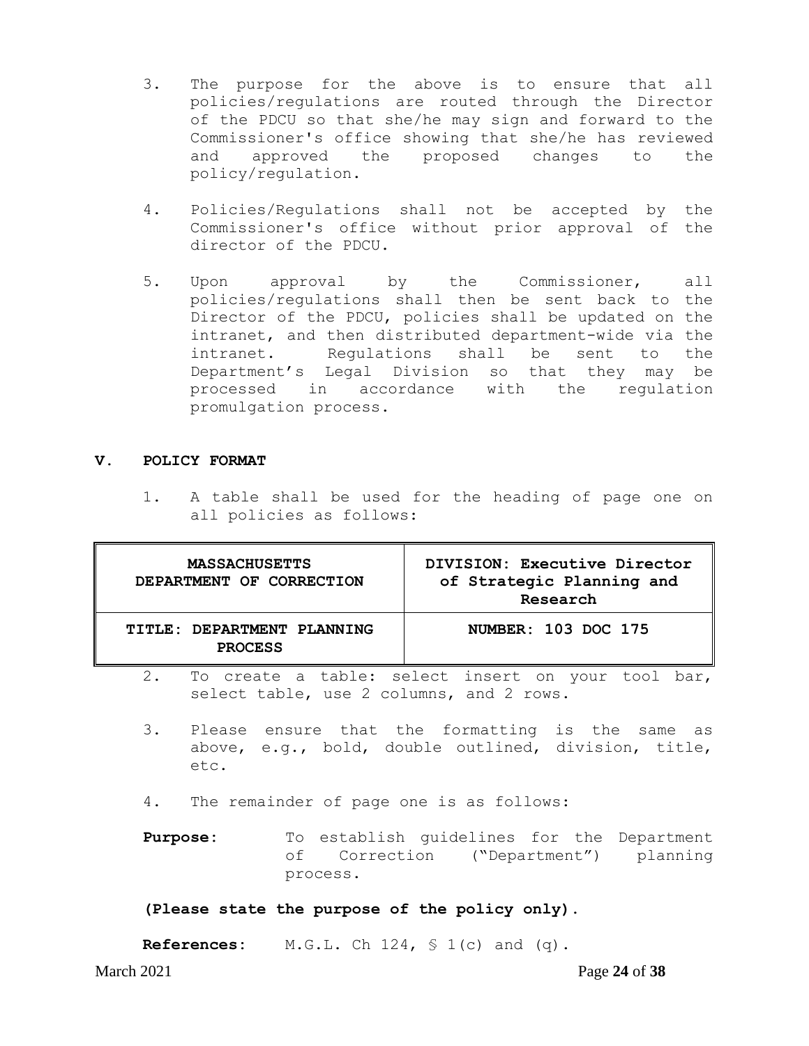3. The purpose for the above is to ensure that all policies/regulations are routed through the Director of the PDCU so that she/he may sign and forward to the Commissioner's office showing that she/he has reviewed and approved the proposed changes to the policy/regulation.

4. Policies/Regulations shall not be accepted by the Commissioner's office without prior approval of the director of the PDCU.

5. Upon approval by the Commissioner, all policies/regulations shall then be sent back to the Director of the PDCU, policies shall be updated on the intranet, and then distributed department-wide via the intranet. Regulations shall be sent to the Department's Legal Division so that they may be processed in accordance with the regulation promulgation process.

## V. POLICY FORMAT

1. A table shall be used for the heading of page one on all policies as follows:

| **MASSACHUSETTS DEPARTMENT OF CORRECTION** | **DIVISION: Executive Director of Strategic Planning and Research** |
|---|---|
| **TITLE: DEPARTMENT PLANNING PROCESS** | **NUMBER: 103 DOC 175** |

2. To create a table: select insert on your tool bar, select table, use 2 columns, and 2 rows.

3. Please ensure that the formatting is the same as above, e.g., bold, double outlined, division, title, etc.

4. The remainder of page one is as follows:

**Purpose:** To establish guidelines for the Department of Correction ("Department") planning process.

**(Please state the purpose of the policy only).**

**References:** M.G.L. Ch 124, § 1(c) and (q).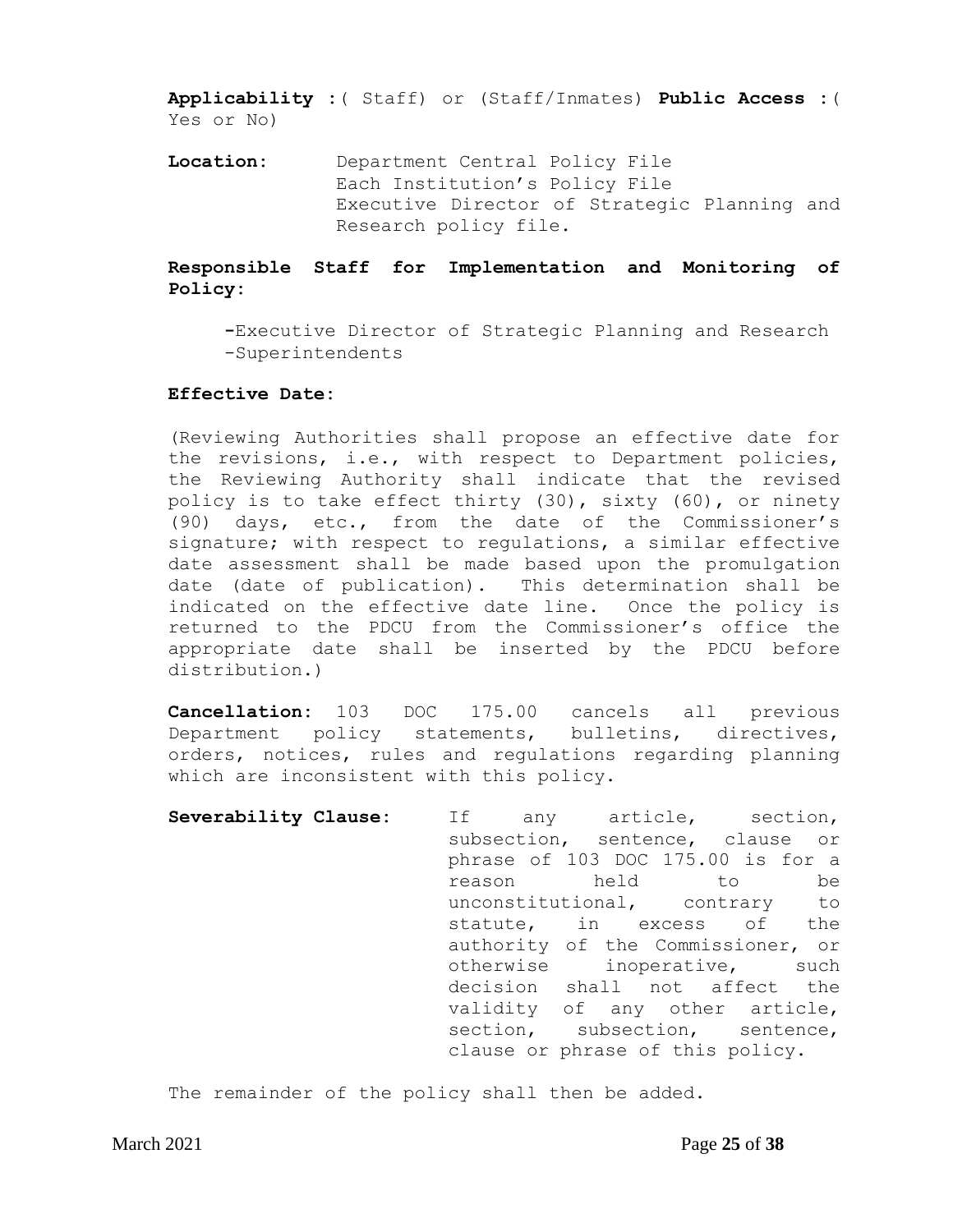**Applicability** :( Staff) or (Staff/Inmates) **Public Access** :( Yes or No)

**Location:** Department Central Policy File
Each Institution's Policy File
Executive Director of Strategic Planning and Research policy file.

**Responsible Staff for Implementation and Monitoring of Policy:**

- Executive Director of Strategic Planning and Research
- Superintendents

**Effective Date:**

(Reviewing Authorities shall propose an effective date for the revisions, i.e., with respect to Department policies, the Reviewing Authority shall indicate that the revised policy is to take effect thirty (30), sixty (60), or ninety (90) days, etc., from the date of the Commissioner's signature; with respect to regulations, a similar effective date assessment shall be made based upon the promulgation date (date of publication). This determination shall be indicated on the effective date line. Once the policy is returned to the PDCU from the Commissioner's office the appropriate date shall be inserted by the PDCU before distribution.)

**Cancellation:** 103 DOC 175.00 cancels all previous Department policy statements, bulletins, directives, orders, notices, rules and regulations regarding planning which are inconsistent with this policy.

**Severability Clause:** If any article, section, subsection, sentence, clause or phrase of 103 DOC 175.00 is for a reason held to be unconstitutional, contrary to statute, in excess of the authority of the Commissioner, or otherwise inoperative, such decision shall not affect the validity of any other article, section, subsection, sentence, clause or phrase of this policy.

The remainder of the policy shall then be added.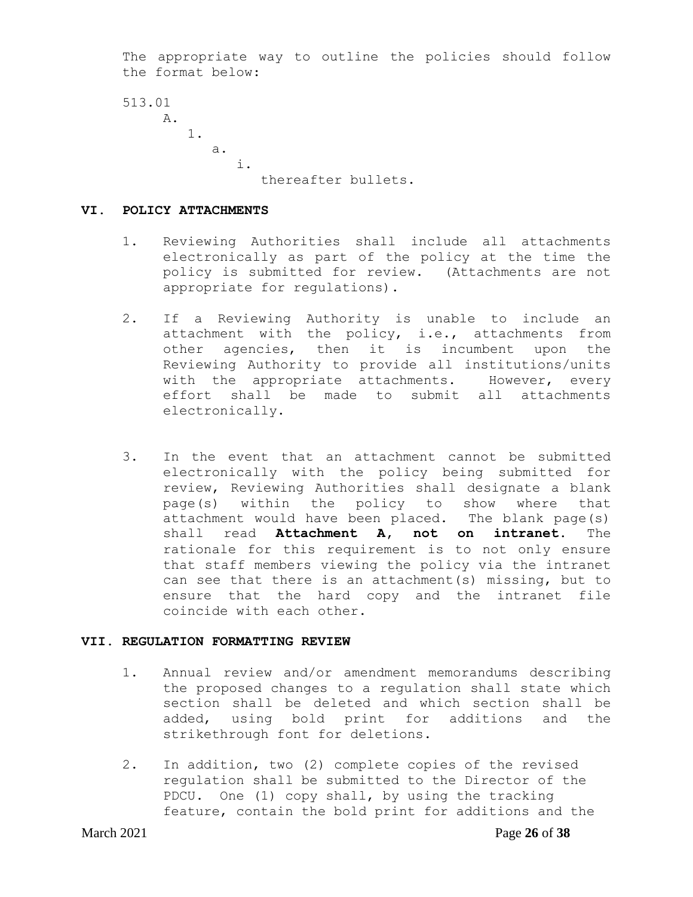The appropriate way to outline the policies should follow the format below:

```
513.01
     A.
        1.
           a.
              i.
                 thereafter bullets.
```

## VI. POLICY ATTACHMENTS

1. Reviewing Authorities shall include all attachments electronically as part of the policy at the time the policy is submitted for review. (Attachments are not appropriate for regulations).

2. If a Reviewing Authority is unable to include an attachment with the policy, i.e., attachments from other agencies, then it is incumbent upon the Reviewing Authority to provide all institutions/units with the appropriate attachments. However, every effort shall be made to submit all attachments electronically.

3. In the event that an attachment cannot be submitted electronically with the policy being submitted for review, Reviewing Authorities shall designate a blank page(s) within the policy to show where that attachment would have been placed. The blank page(s) shall read **Attachment A, not on intranet**. The rationale for this requirement is to not only ensure that staff members viewing the policy via the intranet can see that there is an attachment(s) missing, but to ensure that the hard copy and the intranet file coincide with each other.

## VII. REGULATION FORMATTING REVIEW

1. Annual review and/or amendment memorandums describing the proposed changes to a regulation shall state which section shall be deleted and which section shall be added, using bold print for additions and the strikethrough font for deletions.

2. In addition, two (2) complete copies of the revised regulation shall be submitted to the Director of the PDCU. One (1) copy shall, by using the tracking feature, contain the bold print for additions and the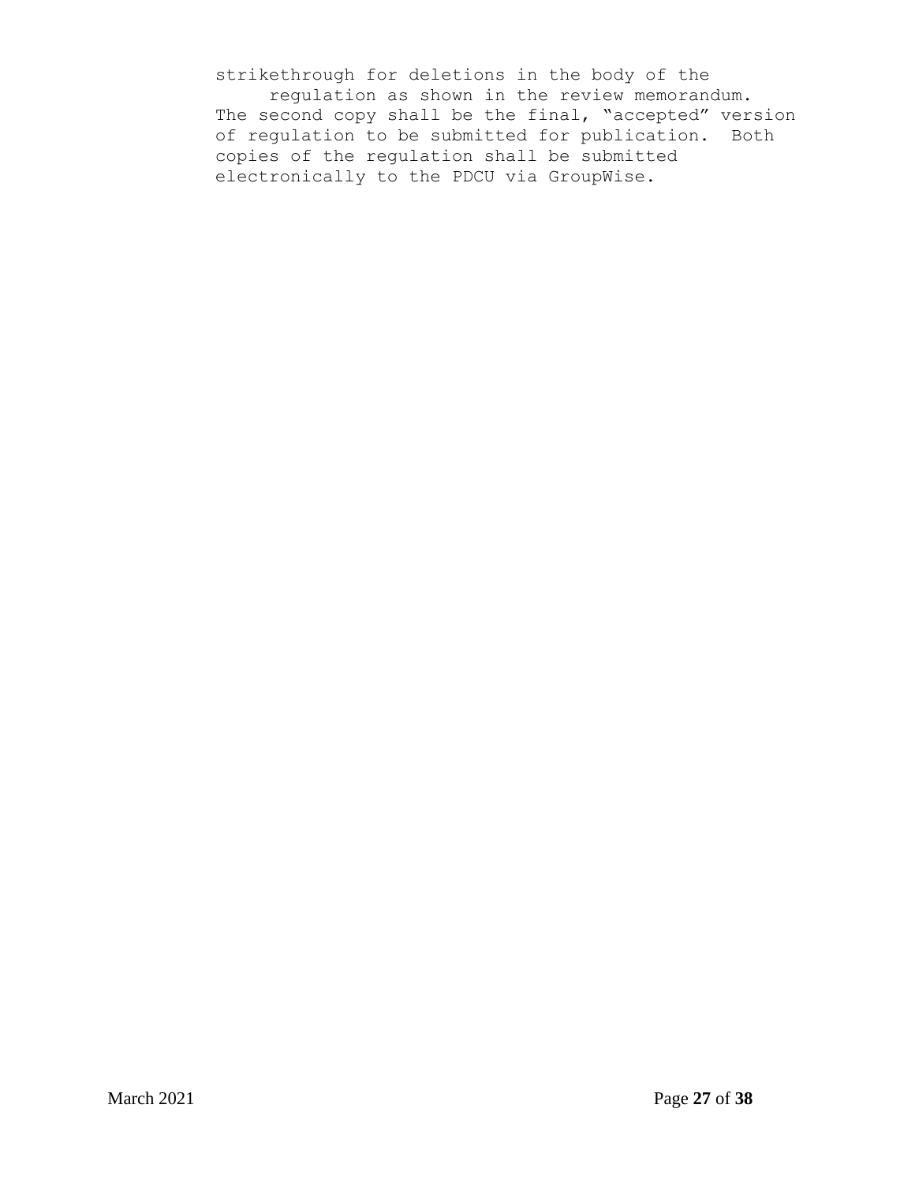strikethrough for deletions in the body of the regulation as shown in the review memorandum. The second copy shall be the final, "accepted" version of regulation to be submitted for publication. Both copies of the regulation shall be submitted electronically to the PDCU via GroupWise.

March 2021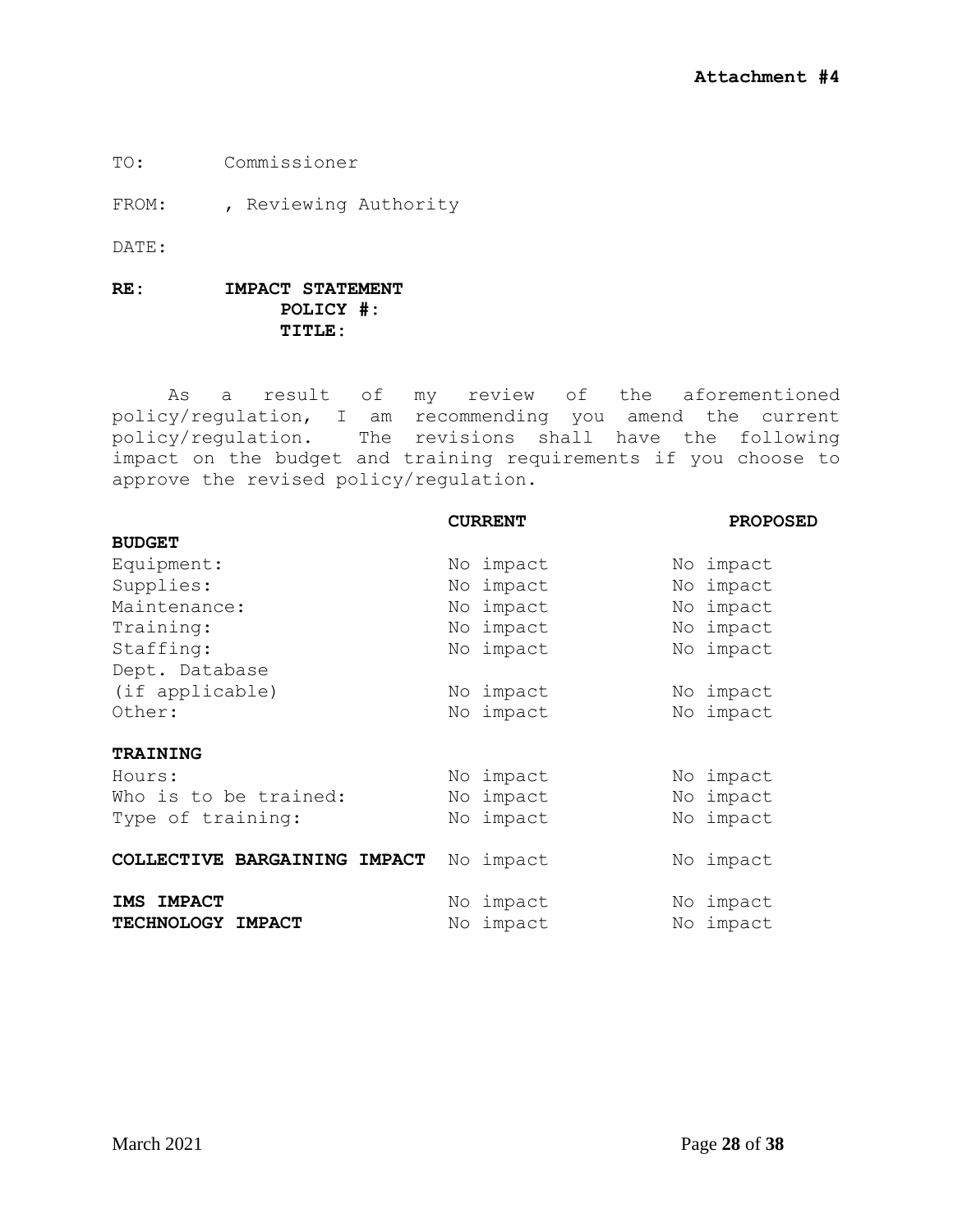**Attachment #4**

TO: Commissioner

FROM: , Reviewing Authority

DATE:

**RE: IMPACT STATEMENT**
**POLICY #:**
**TITLE:**

As a result of my review of the aforementioned policy/regulation, I am recommending you amend the current policy/regulation. The revisions shall have the following impact on the budget and training requirements if you choose to approve the revised policy/regulation.

| | **CURRENT** | **PROPOSED** |
|---|---|---|
| **BUDGET** | | |
| Equipment: | No impact | No impact |
| Supplies: | No impact | No impact |
| Maintenance: | No impact | No impact |
| Training: | No impact | No impact |
| Staffing: | No impact | No impact |
| Dept. Database (if applicable) | No impact | No impact |
| Other: | No impact | No impact |
| **TRAINING** | | |
| Hours: | No impact | No impact |
| Who is to be trained: | No impact | No impact |
| Type of training: | No impact | No impact |
| **COLLECTIVE BARGAINING IMPACT** | No impact | No impact |
| **IMS IMPACT** | No impact | No impact |
| **TECHNOLOGY IMPACT** | No impact | No impact |

March 2021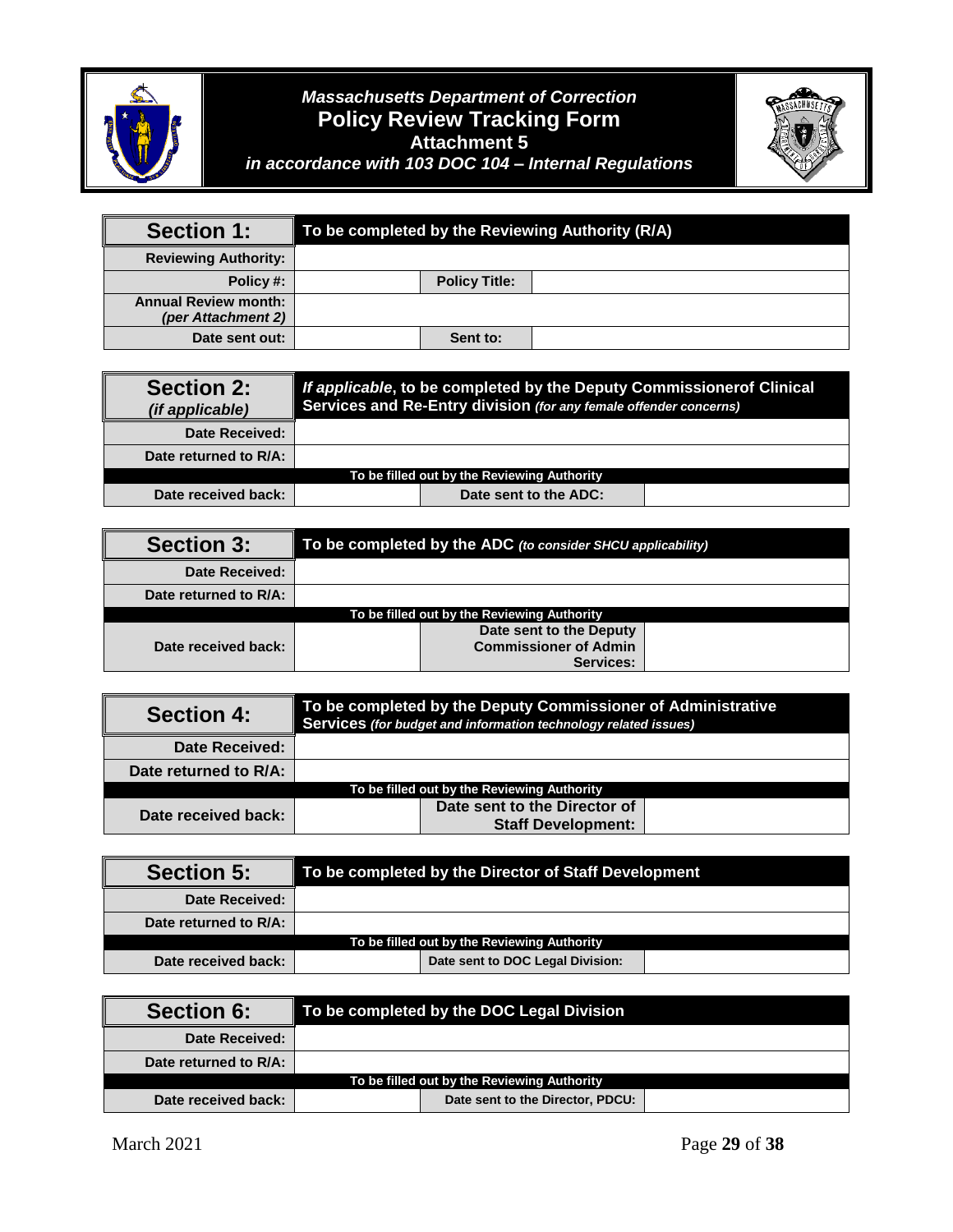*Massachusetts Department of Correction*
# Policy Review Tracking Form
**Attachment 5**
*in accordance with 103 DOC 104 – Internal Regulations*

| **Section 1:** | **To be completed by the Reviewing Authority (R/A)** | | |
|---|---|---|---|
| **Reviewing Authority:** | | | |
| **Policy #:** | | **Policy Title:** | |
| **Annual Review month:** *(per Attachment 2)* | | | |
| **Date sent out:** | | **Sent to:** | |

| **Section 2:** *(if applicable)* | ***If applicable*, to be completed by the Deputy Commissionerof Clinical Services and Re-Entry division** *(for any female offender concerns)* | | |
|---|---|---|---|
| **Date Received:** | | | |
| **Date returned to R/A:** | | | |
| **To be filled out by the Reviewing Authority** | | | |
| **Date received back:** | | **Date sent to the ADC:** | |

| **Section 3:** | **To be completed by the ADC** *(to consider SHCU applicability)* | | |
|---|---|---|---|
| **Date Received:** | | | |
| **Date returned to R/A:** | | | |
| **To be filled out by the Reviewing Authority** | | | |
| **Date received back:** | | **Date sent to the Deputy Commissioner of Admin Services:** | |

| **Section 4:** | **To be completed by the Deputy Commissioner of Administrative Services** *(for budget and information technology related issues)* | | |
|---|---|---|---|
| **Date Received:** | | | |
| **Date returned to R/A:** | | | |
| **To be filled out by the Reviewing Authority** | | | |
| **Date received back:** | | **Date sent to the Director of Staff Development:** | |

| **Section 5:** | **To be completed by the Director of Staff Development** | | |
|---|---|---|---|
| **Date Received:** | | | |
| **Date returned to R/A:** | | | |
| **To be filled out by the Reviewing Authority** | | | |
| **Date received back:** | | **Date sent to DOC Legal Division:** | |

| **Section 6:** | **To be completed by the DOC Legal Division** | | |
|---|---|---|---|
| **Date Received:** | | | |
| **Date returned to R/A:** | | | |
| **To be filled out by the Reviewing Authority** | | | |
| **Date received back:** | | **Date sent to the Director, PDCU:** | |

March 2021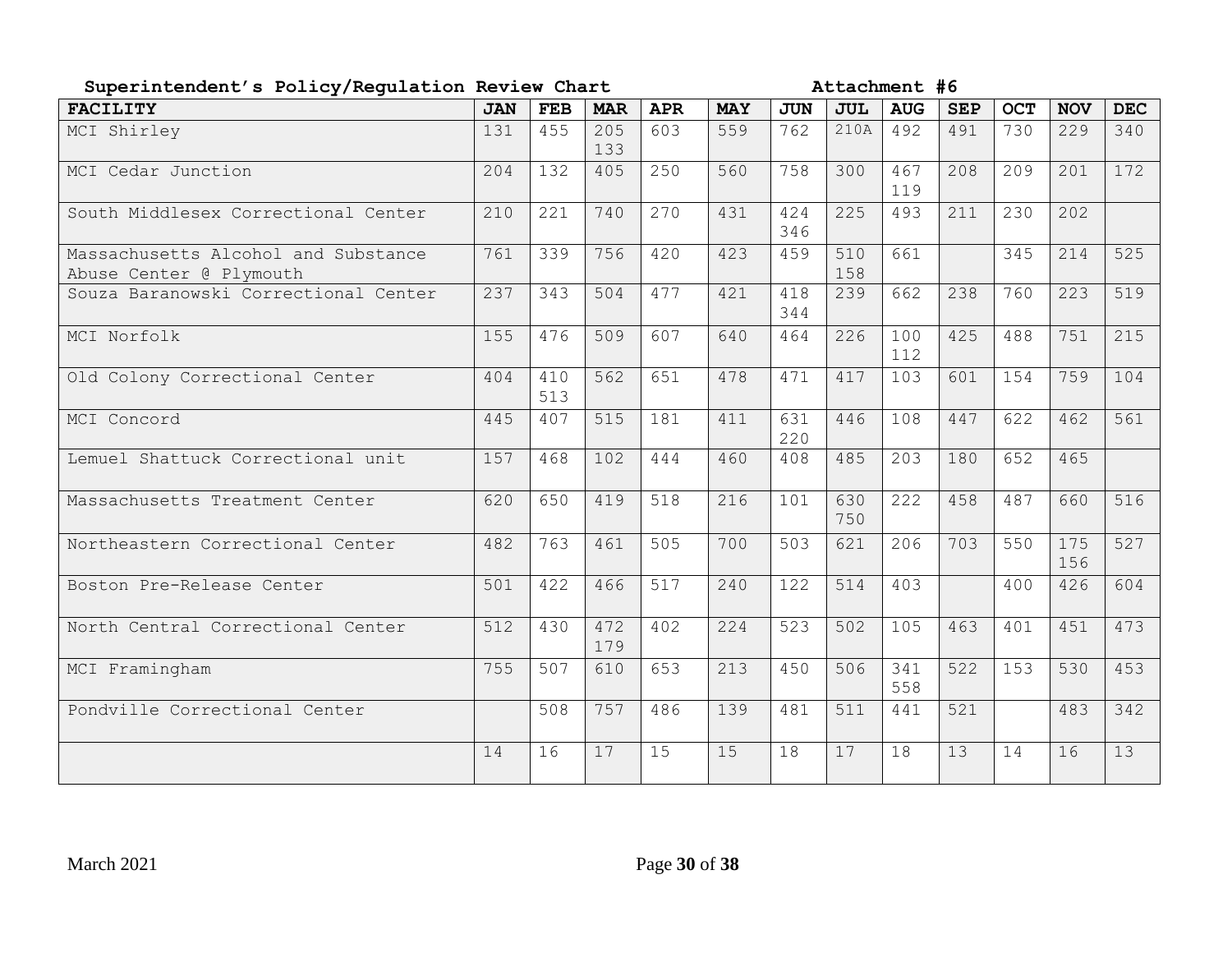**Superintendent's Policy/Regulation Review Chart** **Attachment #6**

| FACILITY | JAN | FEB | MAR | APR | MAY | JUN | JUL | AUG | SEP | OCT | NOV | DEC |
|---|---|---|---|---|---|---|---|---|---|---|---|---|
| MCI Shirley | 131 | 455 | 205 133 | 603 | 559 | 762 | 210A | 492 | 491 | 730 | 229 | 340 |
| MCI Cedar Junction | 204 | 132 | 405 | 250 | 560 | 758 | 300 | 467 119 | 208 | 209 | 201 | 172 |
| South Middlesex Correctional Center | 210 | 221 | 740 | 270 | 431 | 424 346 | 225 | 493 | 211 | 230 | 202 | |
| Massachusetts Alcohol and Substance Abuse Center @ Plymouth | 761 | 339 | 756 | 420 | 423 | 459 | 510 158 | 661 | | 345 | 214 | 525 |
| Souza Baranowski Correctional Center | 237 | 343 | 504 | 477 | 421 | 418 344 | 239 | 662 | 238 | 760 | 223 | 519 |
| MCI Norfolk | 155 | 476 | 509 | 607 | 640 | 464 | 226 | 100 112 | 425 | 488 | 751 | 215 |
| Old Colony Correctional Center | 404 | 410 513 | 562 | 651 | 478 | 471 | 417 | 103 | 601 | 154 | 759 | 104 |
| MCI Concord | 445 | 407 | 515 | 181 | 411 | 631 220 | 446 | 108 | 447 | 622 | 462 | 561 |
| Lemuel Shattuck Correctional unit | 157 | 468 | 102 | 444 | 460 | 408 | 485 | 203 | 180 | 652 | 465 | |
| Massachusetts Treatment Center | 620 | 650 | 419 | 518 | 216 | 101 | 630 750 | 222 | 458 | 487 | 660 | 516 |
| Northeastern Correctional Center | 482 | 763 | 461 | 505 | 700 | 503 | 621 | 206 | 703 | 550 | 175 156 | 527 |
| Boston Pre-Release Center | 501 | 422 | 466 | 517 | 240 | 122 | 514 | 403 | | 400 | 426 | 604 |
| North Central Correctional Center | 512 | 430 | 472 179 | 402 | 224 | 523 | 502 | 105 | 463 | 401 | 451 | 473 |
| MCI Framingham | 755 | 507 | 610 | 653 | 213 | 450 | 506 | 341 558 | 522 | 153 | 530 | 453 |
| Pondville Correctional Center | | 508 | 757 | 486 | 139 | 481 | 511 | 441 | 521 | | 483 | 342 |
| | 14 | 16 | 17 | 15 | 15 | 18 | 17 | 18 | 13 | 14 | 16 | 13 |

March 2021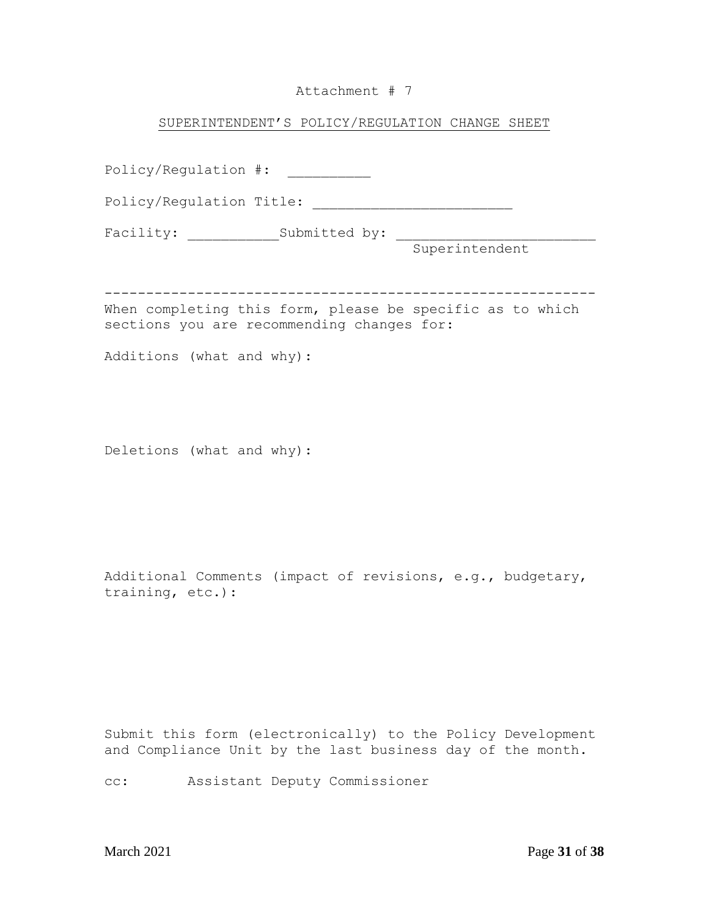Attachment # 7

<u>SUPERINTENDENT'S POLICY/REGULATION CHANGE SHEET</u>

Policy/Regulation #: __________

Policy/Regulation Title: ________________________

Facility: ___________Submitted by: ________________________
Superintendent

----------------------------------------------------------

When completing this form, please be specific as to which sections you are recommending changes for:

Additions (what and why):

Deletions (what and why):

Additional Comments (impact of revisions, e.g., budgetary, training, etc.):

Submit this form (electronically) to the Policy Development and Compliance Unit by the last business day of the month.

cc: Assistant Deputy Commissioner

March 2021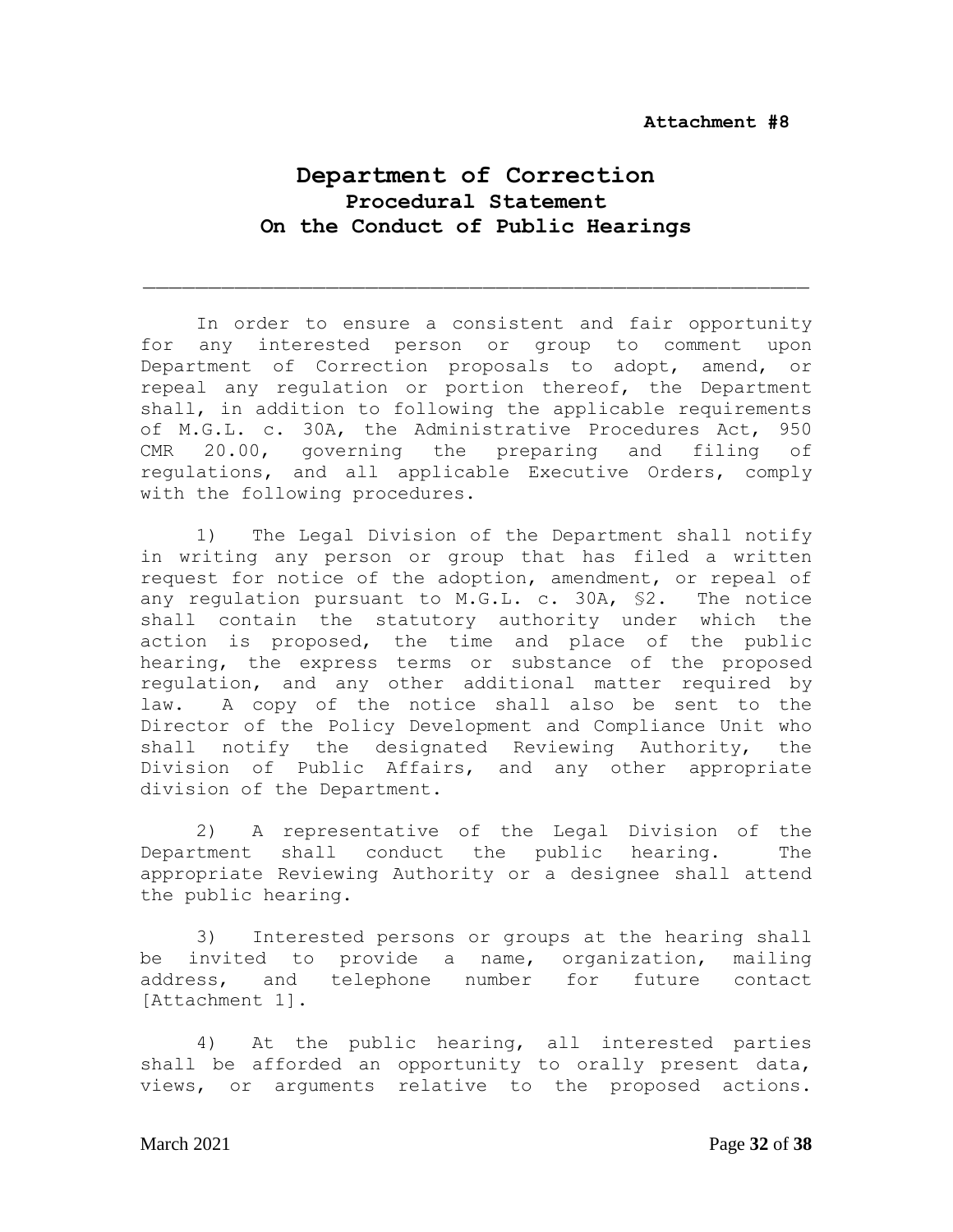**Attachment #8**

# Department of Correction

## Procedural Statement On the Conduct of Public Hearings

---

In order to ensure a consistent and fair opportunity for any interested person or group to comment upon Department of Correction proposals to adopt, amend, or repeal any regulation or portion thereof, the Department shall, in addition to following the applicable requirements of M.G.L. c. 30A, the Administrative Procedures Act, 950 CMR 20.00, governing the preparing and filing of regulations, and all applicable Executive Orders, comply with the following procedures.

1) The Legal Division of the Department shall notify in writing any person or group that has filed a written request for notice of the adoption, amendment, or repeal of any regulation pursuant to M.G.L. c. 30A, §2. The notice shall contain the statutory authority under which the action is proposed, the time and place of the public hearing, the express terms or substance of the proposed regulation, and any other additional matter required by law. A copy of the notice shall also be sent to the Director of the Policy Development and Compliance Unit who shall notify the designated Reviewing Authority, the Division of Public Affairs, and any other appropriate division of the Department.

2) A representative of the Legal Division of the Department shall conduct the public hearing. The appropriate Reviewing Authority or a designee shall attend the public hearing.

3) Interested persons or groups at the hearing shall be invited to provide a name, organization, mailing address, and telephone number for future contact [Attachment 1].

4) At the public hearing, all interested parties shall be afforded an opportunity to orally present data, views, or arguments relative to the proposed actions.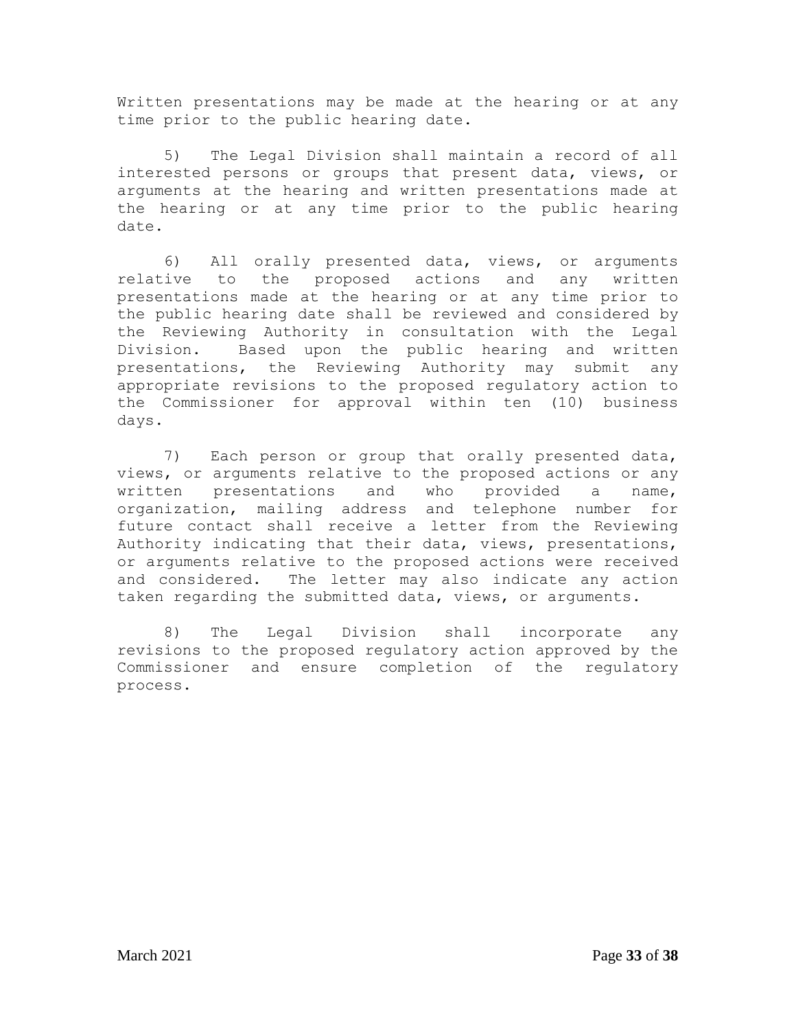Written presentations may be made at the hearing or at any time prior to the public hearing date.

5) The Legal Division shall maintain a record of all interested persons or groups that present data, views, or arguments at the hearing and written presentations made at the hearing or at any time prior to the public hearing date.

6) All orally presented data, views, or arguments relative to the proposed actions and any written presentations made at the hearing or at any time prior to the public hearing date shall be reviewed and considered by the Reviewing Authority in consultation with the Legal Division. Based upon the public hearing and written presentations, the Reviewing Authority may submit any appropriate revisions to the proposed regulatory action to the Commissioner for approval within ten (10) business days.

7) Each person or group that orally presented data, views, or arguments relative to the proposed actions or any written presentations and who provided a name, organization, mailing address and telephone number for future contact shall receive a letter from the Reviewing Authority indicating that their data, views, presentations, or arguments relative to the proposed actions were received and considered. The letter may also indicate any action taken regarding the submitted data, views, or arguments.

8) The Legal Division shall incorporate any revisions to the proposed regulatory action approved by the Commissioner and ensure completion of the regulatory process.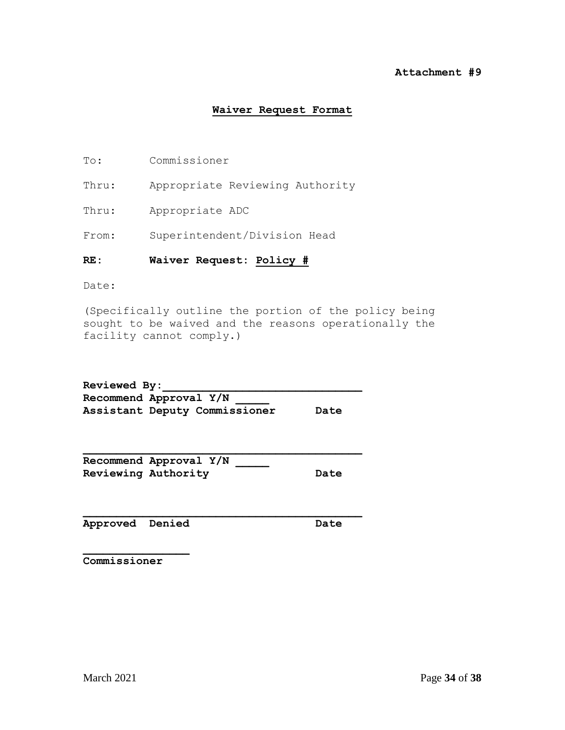**Attachment #9**

## **Waiver Request Format**

To: Commissioner

Thru: Appropriate Reviewing Authority

Thru: Appropriate ADC

From: Superintendent/Division Head

**RE: Waiver Request: Policy #**

Date:

(Specifically outline the portion of the policy being sought to be waived and the reasons operationally the facility cannot comply.)

**Reviewed By:______________________________**
**Recommend Approval Y/N _____**
**Assistant Deputy Commissioner Date**

**__________________________________________**
**Recommend Approval Y/N _____**
**Reviewing Authority Date**

**__________________________________________**
**Approved Denied Date**

**________________**
**Commissioner**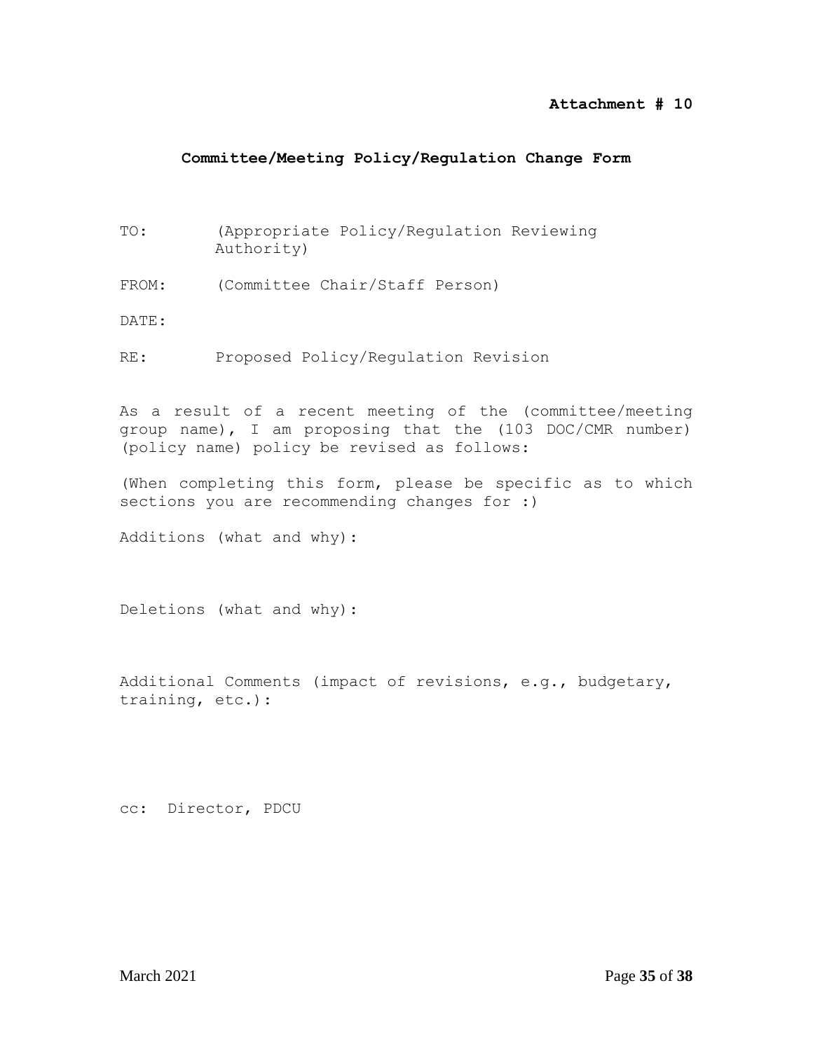**Attachment # 10**

## Committee/Meeting Policy/Regulation Change Form

TO: (Appropriate Policy/Regulation Reviewing Authority)

FROM: (Committee Chair/Staff Person)

DATE:

RE: Proposed Policy/Regulation Revision

As a result of a recent meeting of the (committee/meeting group name), I am proposing that the (103 DOC/CMR number) (policy name) policy be revised as follows:

(When completing this form, please be specific as to which sections you are recommending changes for :)

Additions (what and why):

Deletions (what and why):

Additional Comments (impact of revisions, e.g., budgetary, training, etc.):

cc: Director, PDCU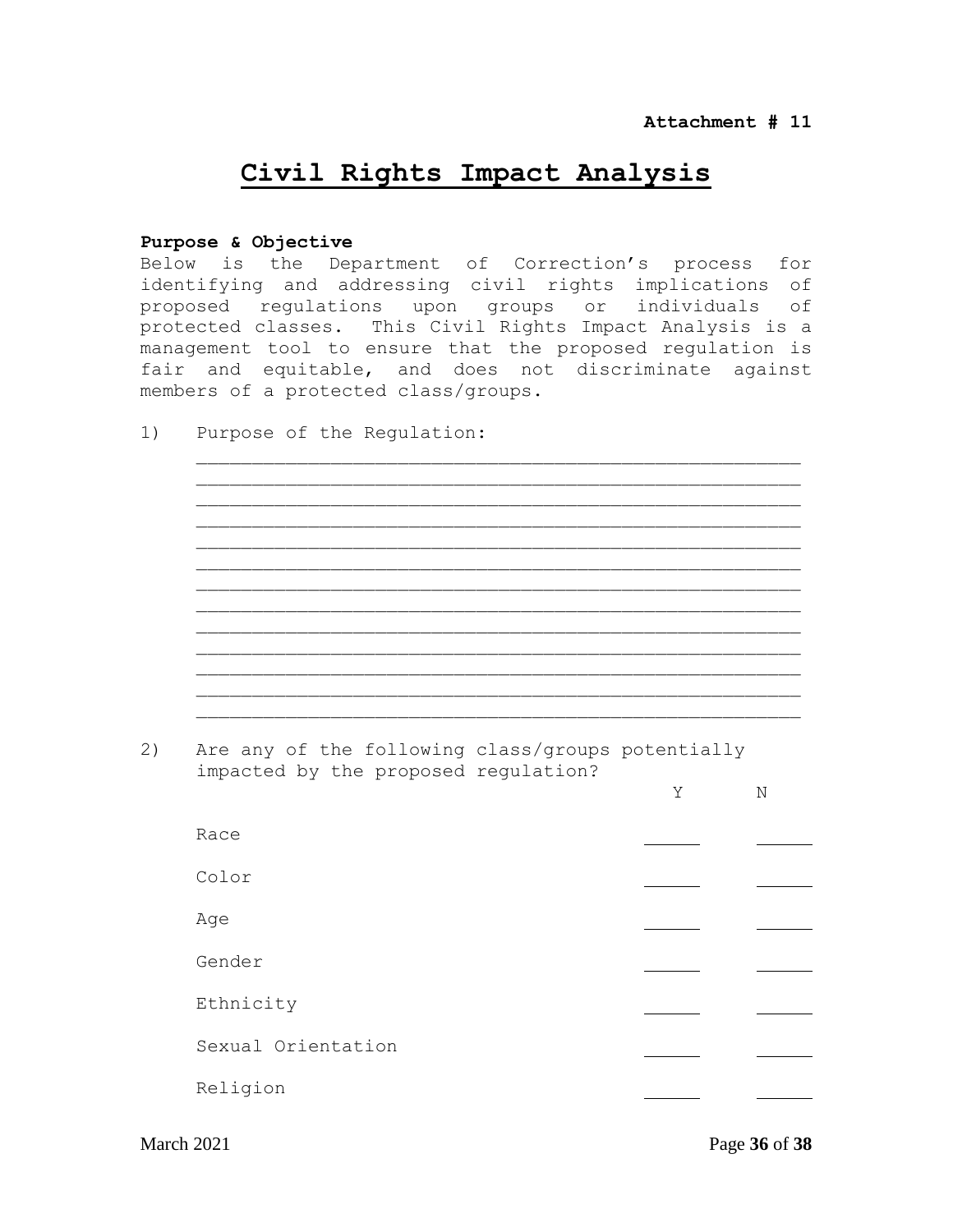**Attachment # 11**

# Civil Rights Impact Analysis

**Purpose & Objective**

Below is the Department of Correction's process for identifying and addressing civil rights implications of proposed regulations upon groups or individuals of protected classes. This Civil Rights Impact Analysis is a management tool to ensure that the proposed regulation is fair and equitable, and does not discriminate against members of a protected class/groups.

1) Purpose of the Regulation:

   ______________________________________________________
   ______________________________________________________
   ______________________________________________________
   ______________________________________________________
   ______________________________________________________
   ______________________________________________________
   ______________________________________________________
   ______________________________________________________
   ______________________________________________________
   ______________________________________________________
   ______________________________________________________
   ______________________________________________________
   ______________________________________________________

2) Are any of the following class/groups potentially impacted by the proposed regulation?

| | Y | N |
|---|---|---|
| Race | _____ | _____ |
| Color | _____ | _____ |
| Age | _____ | _____ |
| Gender | _____ | _____ |
| Ethnicity | _____ | _____ |
| Sexual Orientation | _____ | _____ |
| Religion | _____ | _____ |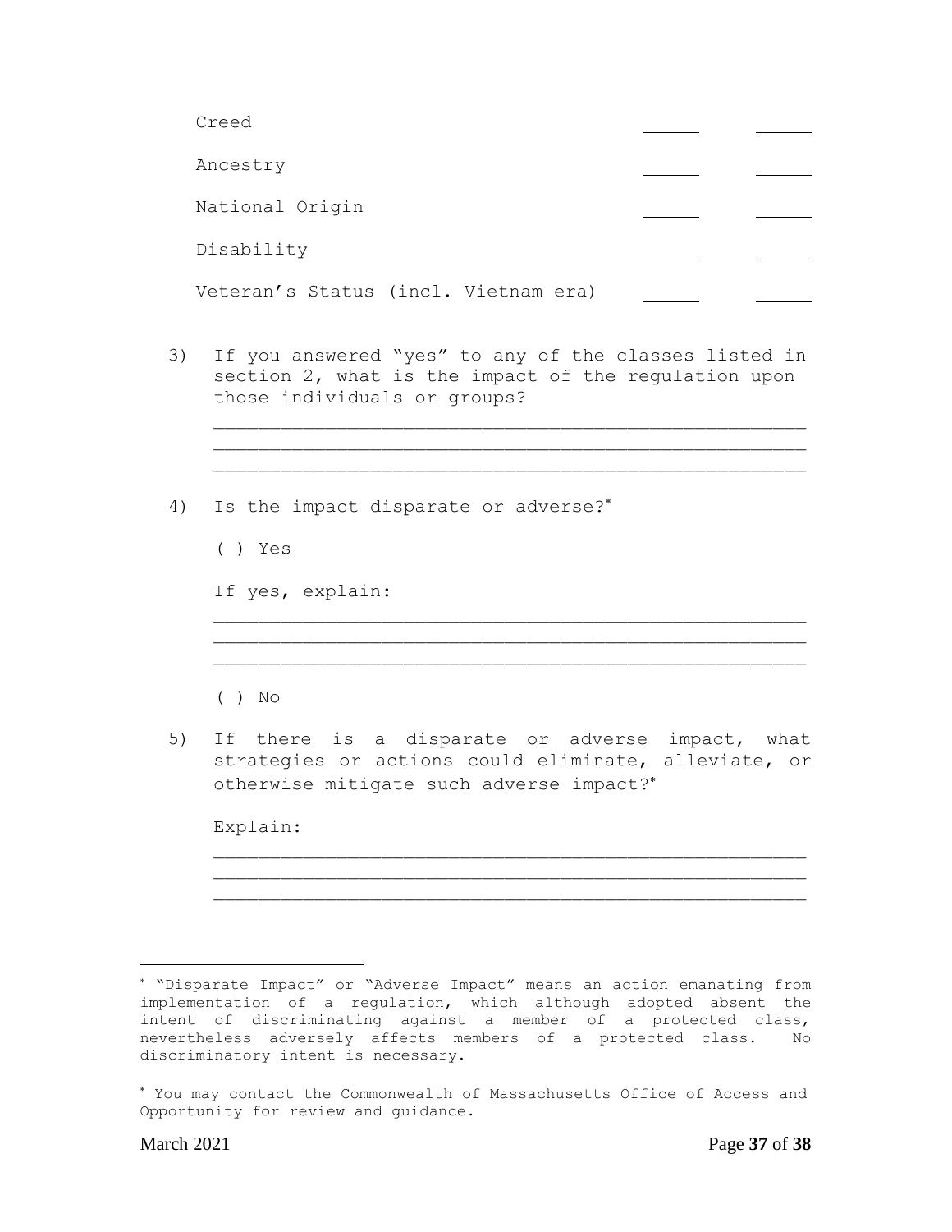| | | |
|---|---|---|
| Creed | ______ | ______ |
| Ancestry | ______ | ______ |
| National Origin | ______ | ______ |
| Disability | ______ | ______ |
| Veteran's Status (incl. Vietnam era) | ______ | ______ |

3) If you answered "yes" to any of the classes listed in section 2, what is the impact of the regulation upon those individuals or groups?

_____________________________________________________
_____________________________________________________
_____________________________________________________

4) Is the impact disparate or adverse?*

( ) Yes

If yes, explain:

_____________________________________________________
_____________________________________________________
_____________________________________________________

( ) No

5) If there is a disparate or adverse impact, what strategies or actions could eliminate, alleviate, or otherwise mitigate such adverse impact?*

Explain:

_____________________________________________________
_____________________________________________________
_____________________________________________________

---

* "Disparate Impact" or "Adverse Impact" means an action emanating from implementation of a regulation, which although adopted absent the intent of discriminating against a member of a protected class, nevertheless adversely affects members of a protected class. No discriminatory intent is necessary.

* You may contact the Commonwealth of Massachusetts Office of Access and Opportunity for review and guidance.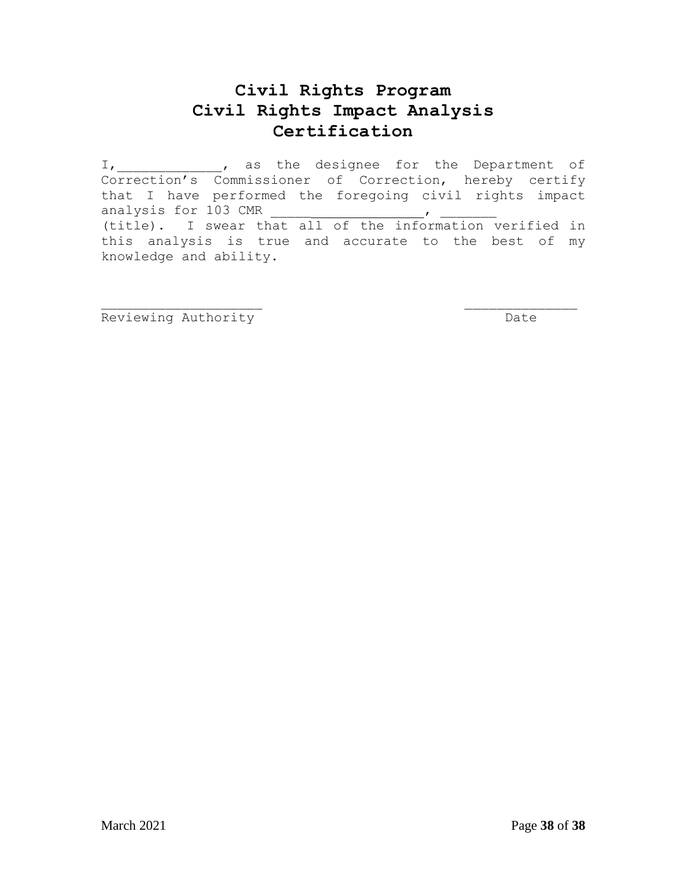# Civil Rights Program
# Civil Rights Impact Analysis
# Certification

I,_____________, as the designee for the Department of Correction's Commissioner of Correction, hereby certify that I have performed the foregoing civil rights impact analysis for 103 CMR __________________, _______ (title). I swear that all of the information verified in this analysis is true and accurate to the best of my knowledge and ability.

____________________ ______________

Reviewing Authority Date

March 2021